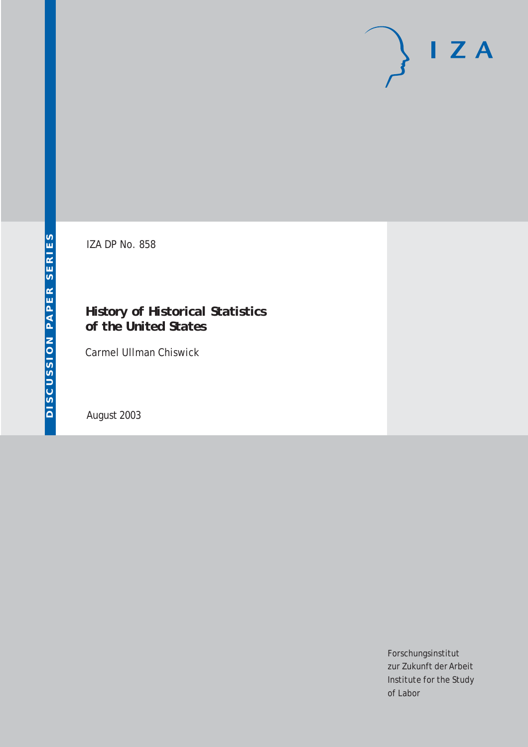IZA DP No. 858

# History of Historical Statistics of the United States

Carmel Ullman Chiswick

August 2003

Forschungsinstitut
zur Zukunft der Arbeit
Institute for the Study
of Labor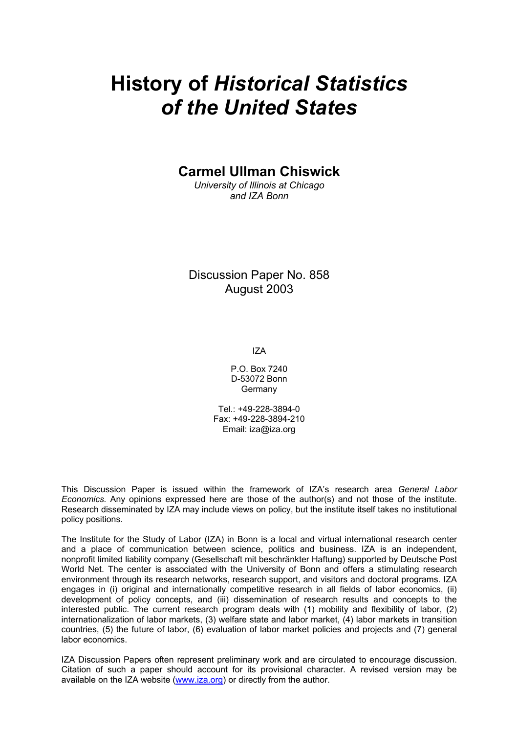# History of *Historical Statistics of the United States*

## Carmel Ullman Chiswick

*University of Illinois at Chicago and IZA Bonn*

Discussion Paper No. 858
August 2003

IZA

P.O. Box 7240
D-53072 Bonn
Germany

Tel.: +49-228-3894-0
Fax: +49-228-3894-210
Email: iza@iza.org

This Discussion Paper is issued within the framework of IZA's research area *General Labor Economics.* Any opinions expressed here are those of the author(s) and not those of the institute. Research disseminated by IZA may include views on policy, but the institute itself takes no institutional policy positions.

The Institute for the Study of Labor (IZA) in Bonn is a local and virtual international research center and a place of communication between science, politics and business. IZA is an independent, nonprofit limited liability company (Gesellschaft mit beschränkter Haftung) supported by Deutsche Post World Net. The center is associated with the University of Bonn and offers a stimulating research environment through its research networks, research support, and visitors and doctoral programs. IZA engages in (i) original and internationally competitive research in all fields of labor economics, (ii) development of policy concepts, and (iii) dissemination of research results and concepts to the interested public. The current research program deals with (1) mobility and flexibility of labor, (2) internationalization of labor markets, (3) welfare state and labor market, (4) labor markets in transition countries, (5) the future of labor, (6) evaluation of labor market policies and projects and (7) general labor economics.

IZA Discussion Papers often represent preliminary work and are circulated to encourage discussion. Citation of such a paper should account for its provisional character. A revised version may be available on the IZA website (www.iza.org) or directly from the author.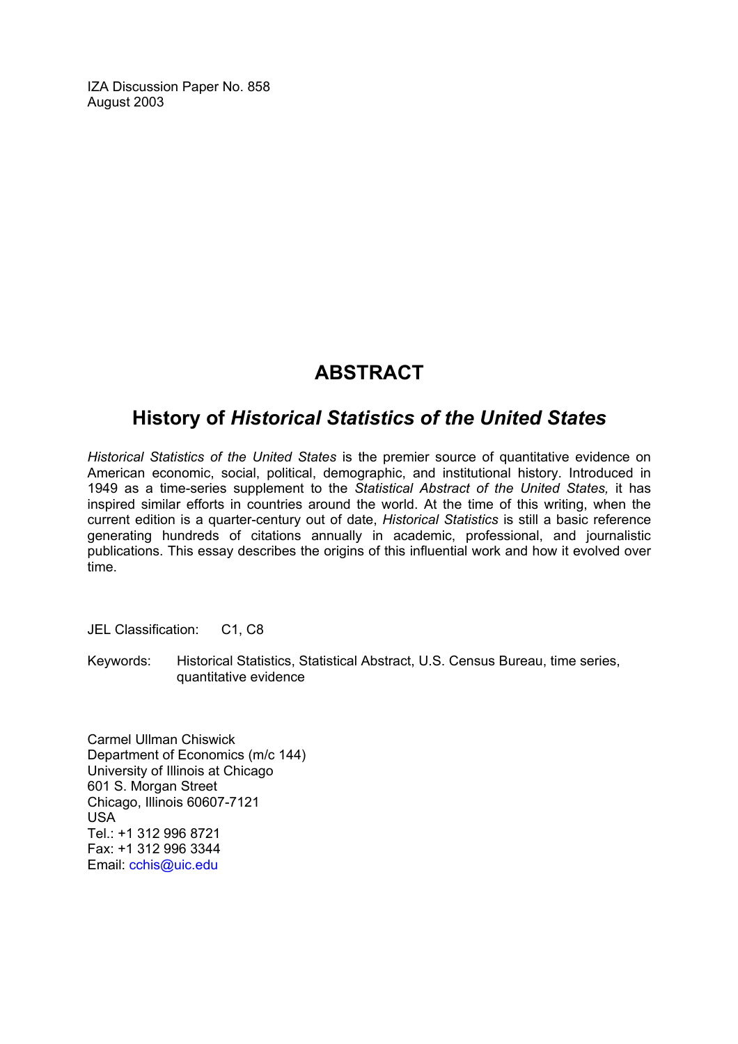IZA Discussion Paper No. 858
August 2003

# ABSTRACT

## History of *Historical Statistics of the United States*

*Historical Statistics of the United States* is the premier source of quantitative evidence on American economic, social, political, demographic, and institutional history. Introduced in 1949 as a time-series supplement to the *Statistical Abstract of the United States,* it has inspired similar efforts in countries around the world. At the time of this writing, when the current edition is a quarter-century out of date, *Historical Statistics* is still a basic reference generating hundreds of citations annually in academic, professional, and journalistic publications. This essay describes the origins of this influential work and how it evolved over time.

JEL Classification: C1, C8

Keywords: Historical Statistics, Statistical Abstract, U.S. Census Bureau, time series, quantitative evidence

Carmel Ullman Chiswick
Department of Economics (m/c 144)
University of Illinois at Chicago
601 S. Morgan Street
Chicago, Illinois 60607-7121
USA
Tel.: +1 312 996 8721
Fax: +1 312 996 3344
Email: cchis@uic.edu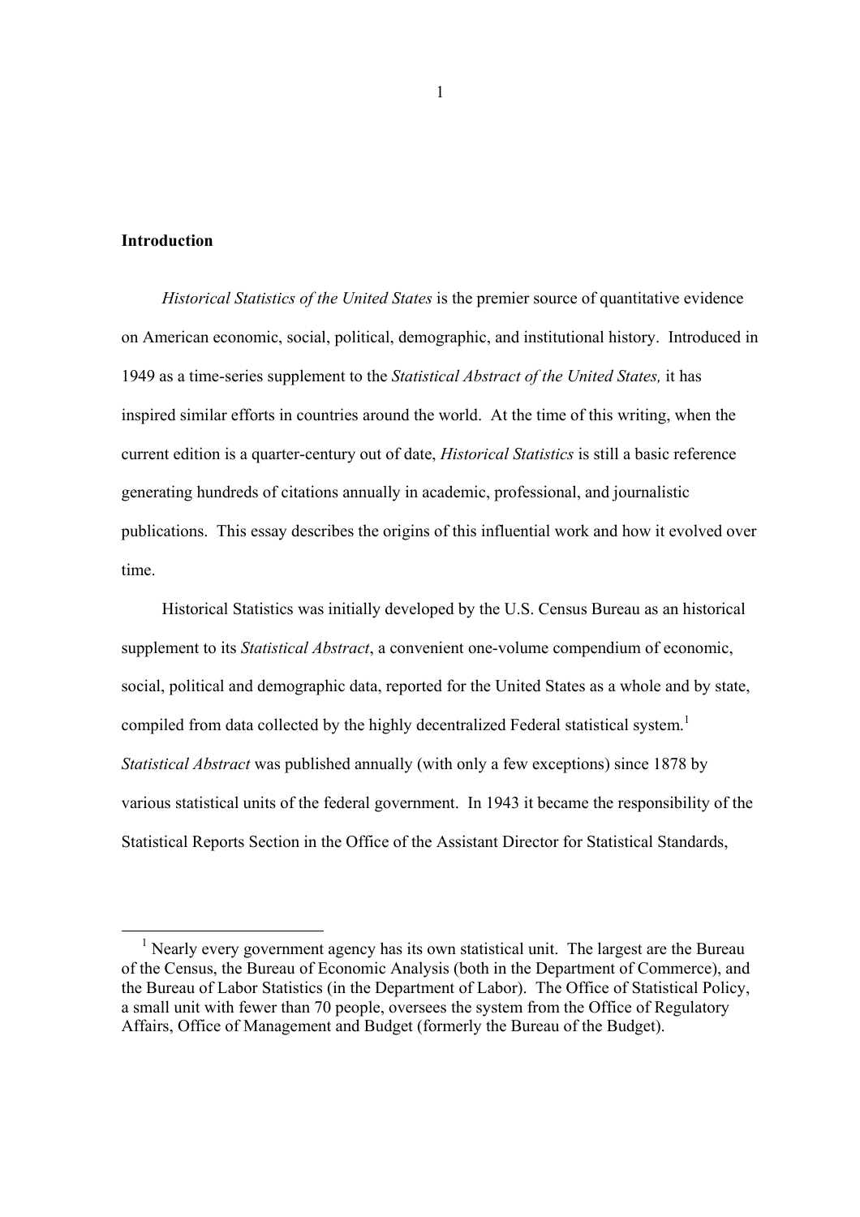## Introduction

*Historical Statistics of the United States* is the premier source of quantitative evidence on American economic, social, political, demographic, and institutional history. Introduced in 1949 as a time-series supplement to the *Statistical Abstract of the United States,* it has inspired similar efforts in countries around the world. At the time of this writing, when the current edition is a quarter-century out of date, *Historical Statistics* is still a basic reference generating hundreds of citations annually in academic, professional, and journalistic publications. This essay describes the origins of this influential work and how it evolved over time.

Historical Statistics was initially developed by the U.S. Census Bureau as an historical supplement to its *Statistical Abstract*, a convenient one-volume compendium of economic, social, political and demographic data, reported for the United States as a whole and by state, compiled from data collected by the highly decentralized Federal statistical system.[1] *Statistical Abstract* was published annually (with only a few exceptions) since 1878 by various statistical units of the federal government. In 1943 it became the responsibility of the Statistical Reports Section in the Office of the Assistant Director for Statistical Standards,

[1] Nearly every government agency has its own statistical unit. The largest are the Bureau of the Census, the Bureau of Economic Analysis (both in the Department of Commerce), and the Bureau of Labor Statistics (in the Department of Labor). The Office of Statistical Policy, a small unit with fewer than 70 people, oversees the system from the Office of Regulatory Affairs, Office of Management and Budget (formerly the Bureau of the Budget).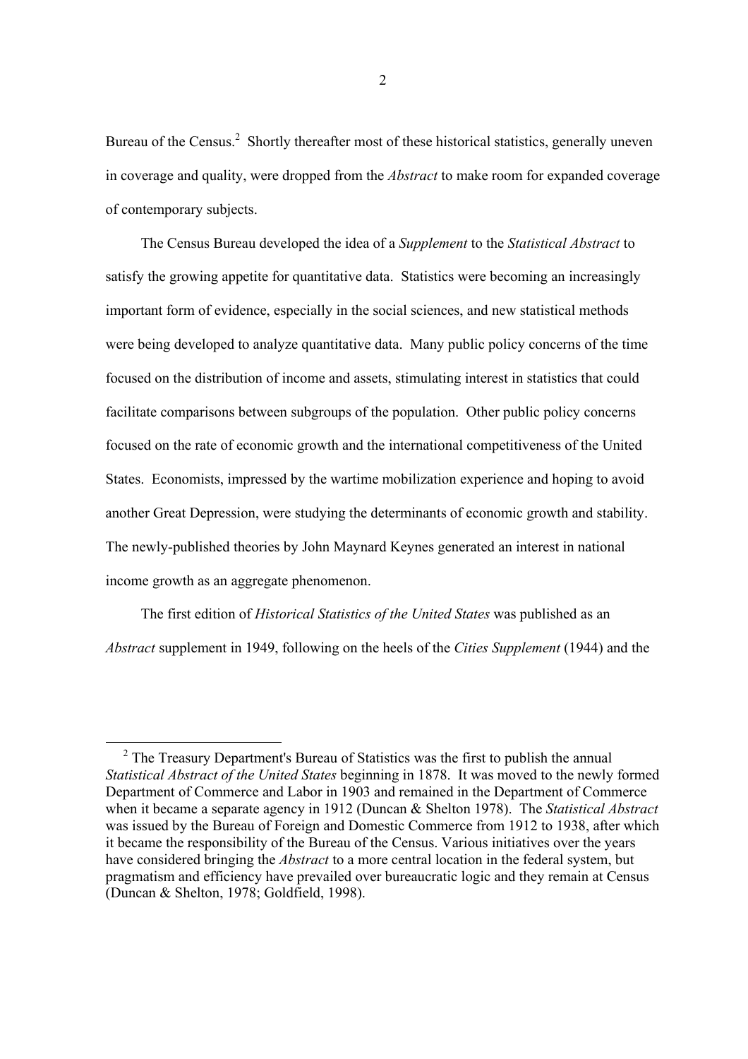Bureau of the Census.[2] Shortly thereafter most of these historical statistics, generally uneven in coverage and quality, were dropped from the *Abstract* to make room for expanded coverage of contemporary subjects.

The Census Bureau developed the idea of a *Supplement* to the *Statistical Abstract* to satisfy the growing appetite for quantitative data. Statistics were becoming an increasingly important form of evidence, especially in the social sciences, and new statistical methods were being developed to analyze quantitative data. Many public policy concerns of the time focused on the distribution of income and assets, stimulating interest in statistics that could facilitate comparisons between subgroups of the population. Other public policy concerns focused on the rate of economic growth and the international competitiveness of the United States. Economists, impressed by the wartime mobilization experience and hoping to avoid another Great Depression, were studying the determinants of economic growth and stability. The newly-published theories by John Maynard Keynes generated an interest in national income growth as an aggregate phenomenon.

The first edition of *Historical Statistics of the United States* was published as an *Abstract* supplement in 1949, following on the heels of the *Cities Supplement* (1944) and the

---

[2] The Treasury Department's Bureau of Statistics was the first to publish the annual *Statistical Abstract of the United States* beginning in 1878. It was moved to the newly formed Department of Commerce and Labor in 1903 and remained in the Department of Commerce when it became a separate agency in 1912 (Duncan & Shelton 1978). The *Statistical Abstract* was issued by the Bureau of Foreign and Domestic Commerce from 1912 to 1938, after which it became the responsibility of the Bureau of the Census. Various initiatives over the years have considered bringing the *Abstract* to a more central location in the federal system, but pragmatism and efficiency have prevailed over bureaucratic logic and they remain at Census (Duncan & Shelton, 1978; Goldfield, 1998).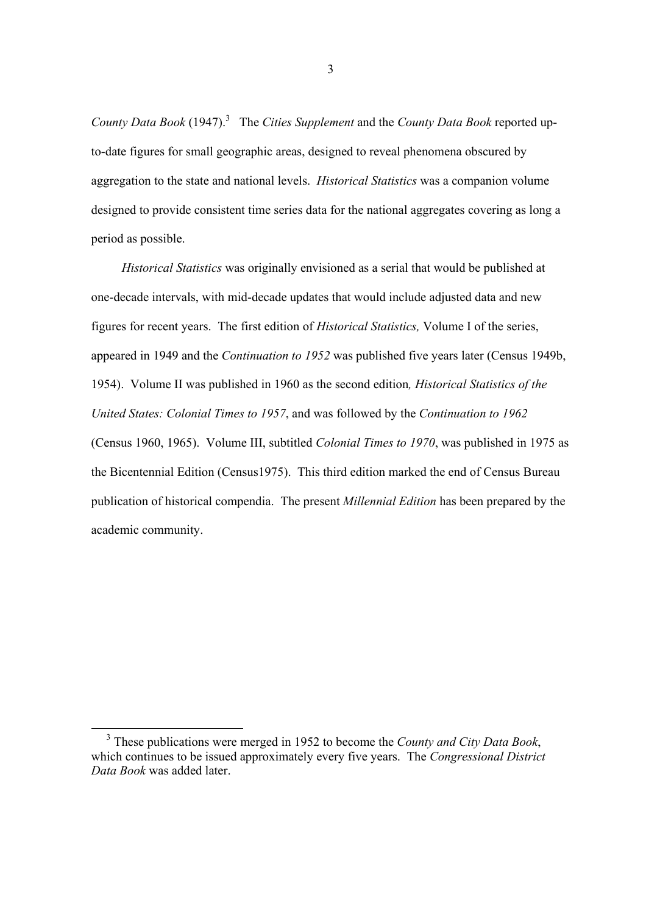*County Data Book* (1947).[3] The *Cities Supplement* and the *County Data Book* reported up-to-date figures for small geographic areas, designed to reveal phenomena obscured by aggregation to the state and national levels. *Historical Statistics* was a companion volume designed to provide consistent time series data for the national aggregates covering as long a period as possible.

*Historical Statistics* was originally envisioned as a serial that would be published at one-decade intervals, with mid-decade updates that would include adjusted data and new figures for recent years. The first edition of *Historical Statistics,* Volume I of the series, appeared in 1949 and the *Continuation to 1952* was published five years later (Census 1949b, 1954). Volume II was published in 1960 as the second edition*, Historical Statistics of the United States: Colonial Times to 1957*, and was followed by the *Continuation to 1962* (Census 1960, 1965). Volume III, subtitled *Colonial Times to 1970*, was published in 1975 as the Bicentennial Edition (Census1975). This third edition marked the end of Census Bureau publication of historical compendia. The present *Millennial Edition* has been prepared by the academic community.

---

[3] These publications were merged in 1952 to become the *County and City Data Book*, which continues to be issued approximately every five years. The *Congressional District Data Book* was added later.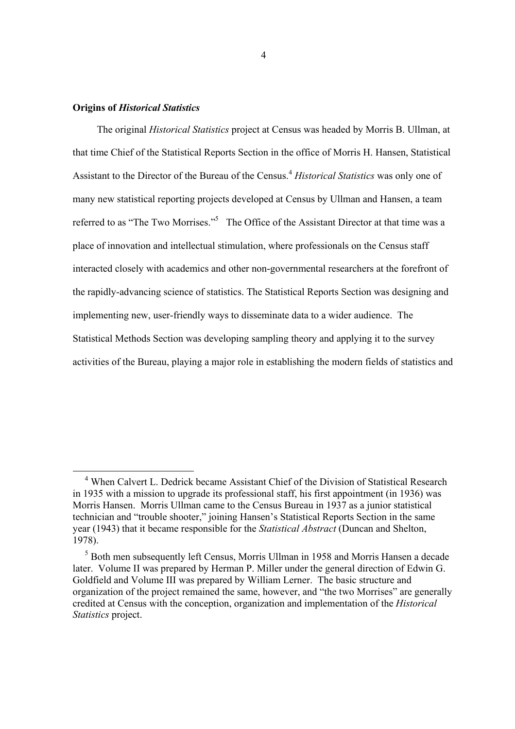**Origins of *Historical Statistics***

The original *Historical Statistics* project at Census was headed by Morris B. Ullman, at that time Chief of the Statistical Reports Section in the office of Morris H. Hansen, Statistical Assistant to the Director of the Bureau of the Census.[4] *Historical Statistics* was only one of many new statistical reporting projects developed at Census by Ullman and Hansen, a team referred to as "The Two Morrises."[5] The Office of the Assistant Director at that time was a place of innovation and intellectual stimulation, where professionals on the Census staff interacted closely with academics and other non-governmental researchers at the forefront of the rapidly-advancing science of statistics. The Statistical Reports Section was designing and implementing new, user-friendly ways to disseminate data to a wider audience. The Statistical Methods Section was developing sampling theory and applying it to the survey activities of the Bureau, playing a major role in establishing the modern fields of statistics and

---

[4] When Calvert L. Dedrick became Assistant Chief of the Division of Statistical Research in 1935 with a mission to upgrade its professional staff, his first appointment (in 1936) was Morris Hansen. Morris Ullman came to the Census Bureau in 1937 as a junior statistical technician and "trouble shooter," joining Hansen's Statistical Reports Section in the same year (1943) that it became responsible for the *Statistical Abstract* (Duncan and Shelton, 1978).

[5] Both men subsequently left Census, Morris Ullman in 1958 and Morris Hansen a decade later. Volume II was prepared by Herman P. Miller under the general direction of Edwin G. Goldfield and Volume III was prepared by William Lerner. The basic structure and organization of the project remained the same, however, and "the two Morrises" are generally credited at Census with the conception, organization and implementation of the *Historical Statistics* project.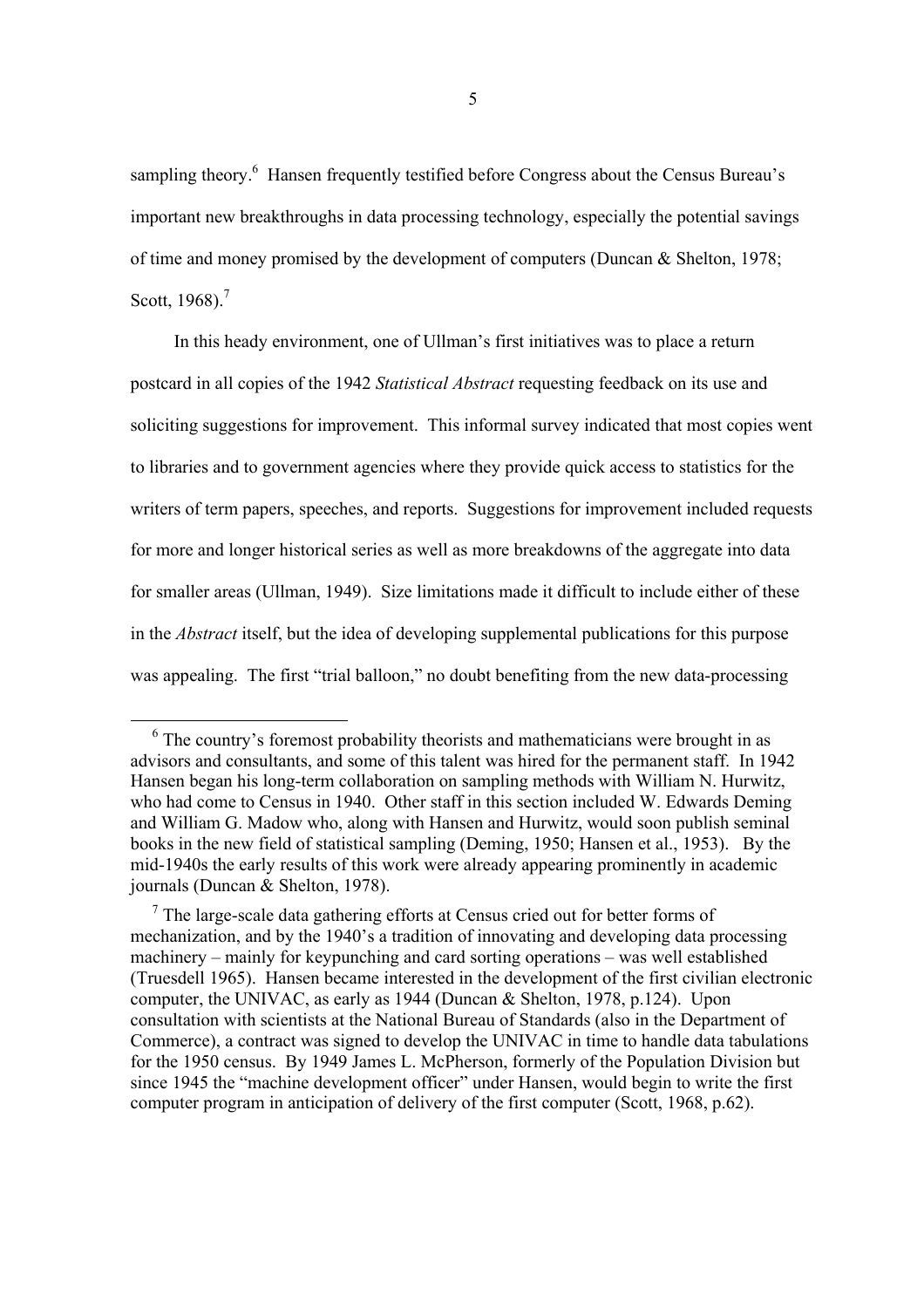sampling theory.[6] Hansen frequently testified before Congress about the Census Bureau's important new breakthroughs in data processing technology, especially the potential savings of time and money promised by the development of computers (Duncan & Shelton, 1978; Scott, 1968).[7]

In this heady environment, one of Ullman's first initiatives was to place a return postcard in all copies of the 1942 *Statistical Abstract* requesting feedback on its use and soliciting suggestions for improvement. This informal survey indicated that most copies went to libraries and to government agencies where they provide quick access to statistics for the writers of term papers, speeches, and reports. Suggestions for improvement included requests for more and longer historical series as well as more breakdowns of the aggregate into data for smaller areas (Ullman, 1949). Size limitations made it difficult to include either of these in the *Abstract* itself, but the idea of developing supplemental publications for this purpose was appealing. The first "trial balloon," no doubt benefiting from the new data-processing

---

[6] The country's foremost probability theorists and mathematicians were brought in as advisors and consultants, and some of this talent was hired for the permanent staff. In 1942 Hansen began his long-term collaboration on sampling methods with William N. Hurwitz, who had come to Census in 1940. Other staff in this section included W. Edwards Deming and William G. Madow who, along with Hansen and Hurwitz, would soon publish seminal books in the new field of statistical sampling (Deming, 1950; Hansen et al., 1953). By the mid-1940s the early results of this work were already appearing prominently in academic journals (Duncan & Shelton, 1978).

[7] The large-scale data gathering efforts at Census cried out for better forms of mechanization, and by the 1940's a tradition of innovating and developing data processing machinery – mainly for keypunching and card sorting operations – was well established (Truesdell 1965). Hansen became interested in the development of the first civilian electronic computer, the UNIVAC, as early as 1944 (Duncan & Shelton, 1978, p.124). Upon consultation with scientists at the National Bureau of Standards (also in the Department of Commerce), a contract was signed to develop the UNIVAC in time to handle data tabulations for the 1950 census. By 1949 James L. McPherson, formerly of the Population Division but since 1945 the "machine development officer" under Hansen, would begin to write the first computer program in anticipation of delivery of the first computer (Scott, 1968, p.62).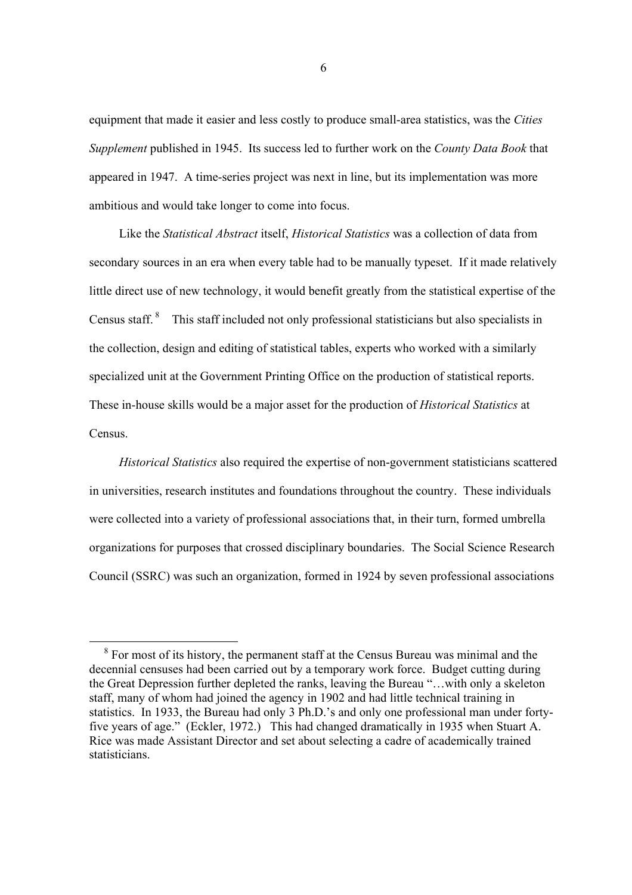equipment that made it easier and less costly to produce small-area statistics, was the *Cities Supplement* published in 1945. Its success led to further work on the *County Data Book* that appeared in 1947. A time-series project was next in line, but its implementation was more ambitious and would take longer to come into focus.

Like the *Statistical Abstract* itself, *Historical Statistics* was a collection of data from secondary sources in an era when every table had to be manually typeset. If it made relatively little direct use of new technology, it would benefit greatly from the statistical expertise of the Census staff.[8] This staff included not only professional statisticians but also specialists in the collection, design and editing of statistical tables, experts who worked with a similarly specialized unit at the Government Printing Office on the production of statistical reports. These in-house skills would be a major asset for the production of *Historical Statistics* at Census.

*Historical Statistics* also required the expertise of non-government statisticians scattered in universities, research institutes and foundations throughout the country. These individuals were collected into a variety of professional associations that, in their turn, formed umbrella organizations for purposes that crossed disciplinary boundaries. The Social Science Research Council (SSRC) was such an organization, formed in 1924 by seven professional associations

---

[8] For most of its history, the permanent staff at the Census Bureau was minimal and the decennial censuses had been carried out by a temporary work force. Budget cutting during the Great Depression further depleted the ranks, leaving the Bureau "…with only a skeleton staff, many of whom had joined the agency in 1902 and had little technical training in statistics. In 1933, the Bureau had only 3 Ph.D.'s and only one professional man under forty-five years of age." (Eckler, 1972.) This had changed dramatically in 1935 when Stuart A. Rice was made Assistant Director and set about selecting a cadre of academically trained statisticians.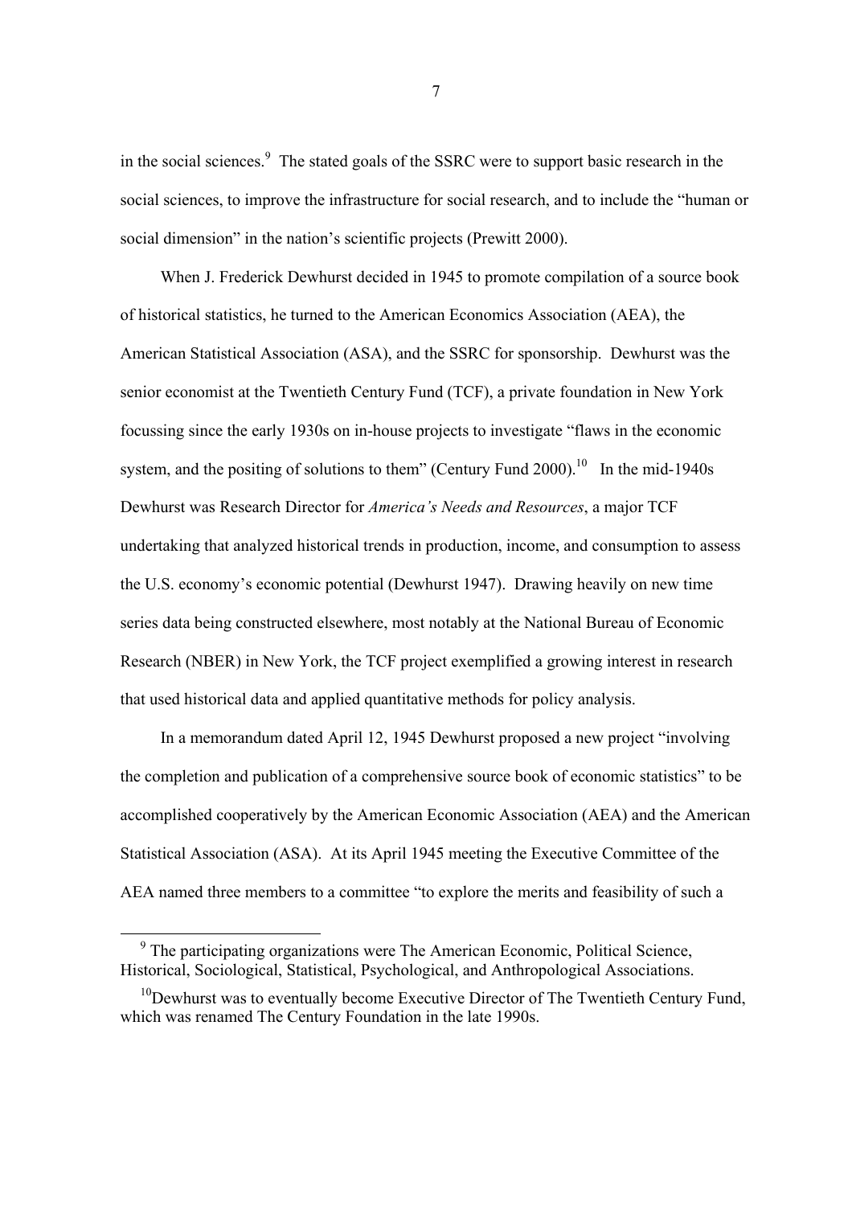in the social sciences.[9] The stated goals of the SSRC were to support basic research in the social sciences, to improve the infrastructure for social research, and to include the "human or social dimension" in the nation's scientific projects (Prewitt 2000).

When J. Frederick Dewhurst decided in 1945 to promote compilation of a source book of historical statistics, he turned to the American Economics Association (AEA), the American Statistical Association (ASA), and the SSRC for sponsorship. Dewhurst was the senior economist at the Twentieth Century Fund (TCF), a private foundation in New York focussing since the early 1930s on in-house projects to investigate "flaws in the economic system, and the positing of solutions to them" (Century Fund 2000).[10] In the mid-1940s Dewhurst was Research Director for *America's Needs and Resources*, a major TCF undertaking that analyzed historical trends in production, income, and consumption to assess the U.S. economy's economic potential (Dewhurst 1947). Drawing heavily on new time series data being constructed elsewhere, most notably at the National Bureau of Economic Research (NBER) in New York, the TCF project exemplified a growing interest in research that used historical data and applied quantitative methods for policy analysis.

In a memorandum dated April 12, 1945 Dewhurst proposed a new project "involving the completion and publication of a comprehensive source book of economic statistics" to be accomplished cooperatively by the American Economic Association (AEA) and the American Statistical Association (ASA). At its April 1945 meeting the Executive Committee of the AEA named three members to a committee "to explore the merits and feasibility of such a

[9] The participating organizations were The American Economic, Political Science, Historical, Sociological, Statistical, Psychological, and Anthropological Associations.

[10] Dewhurst was to eventually become Executive Director of The Twentieth Century Fund, which was renamed The Century Foundation in the late 1990s.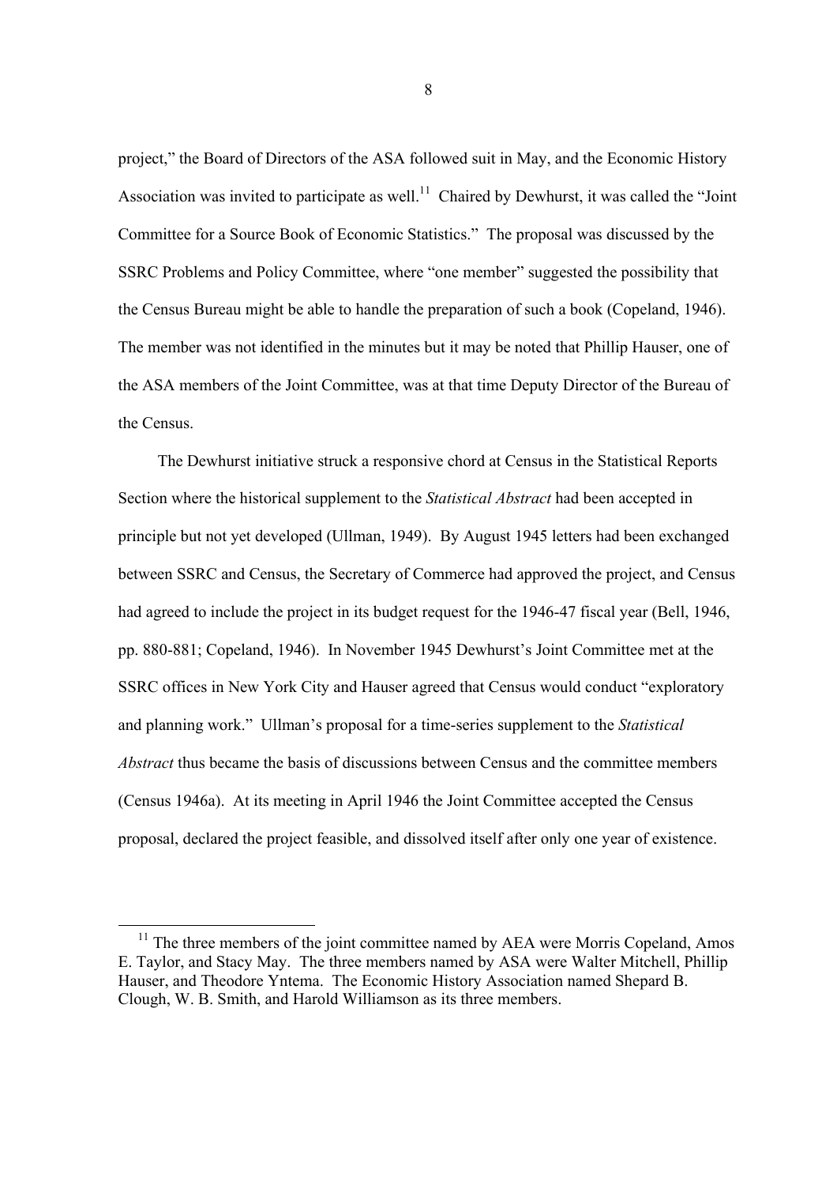project," the Board of Directors of the ASA followed suit in May, and the Economic History Association was invited to participate as well.[11] Chaired by Dewhurst, it was called the "Joint Committee for a Source Book of Economic Statistics." The proposal was discussed by the SSRC Problems and Policy Committee, where "one member" suggested the possibility that the Census Bureau might be able to handle the preparation of such a book (Copeland, 1946). The member was not identified in the minutes but it may be noted that Phillip Hauser, one of the ASA members of the Joint Committee, was at that time Deputy Director of the Bureau of the Census.

The Dewhurst initiative struck a responsive chord at Census in the Statistical Reports Section where the historical supplement to the *Statistical Abstract* had been accepted in principle but not yet developed (Ullman, 1949). By August 1945 letters had been exchanged between SSRC and Census, the Secretary of Commerce had approved the project, and Census had agreed to include the project in its budget request for the 1946-47 fiscal year (Bell, 1946, pp. 880-881; Copeland, 1946). In November 1945 Dewhurst's Joint Committee met at the SSRC offices in New York City and Hauser agreed that Census would conduct "exploratory and planning work." Ullman's proposal for a time-series supplement to the *Statistical Abstract* thus became the basis of discussions between Census and the committee members (Census 1946a). At its meeting in April 1946 the Joint Committee accepted the Census proposal, declared the project feasible, and dissolved itself after only one year of existence.

[11] The three members of the joint committee named by AEA were Morris Copeland, Amos E. Taylor, and Stacy May. The three members named by ASA were Walter Mitchell, Phillip Hauser, and Theodore Yntema. The Economic History Association named Shepard B. Clough, W. B. Smith, and Harold Williamson as its three members.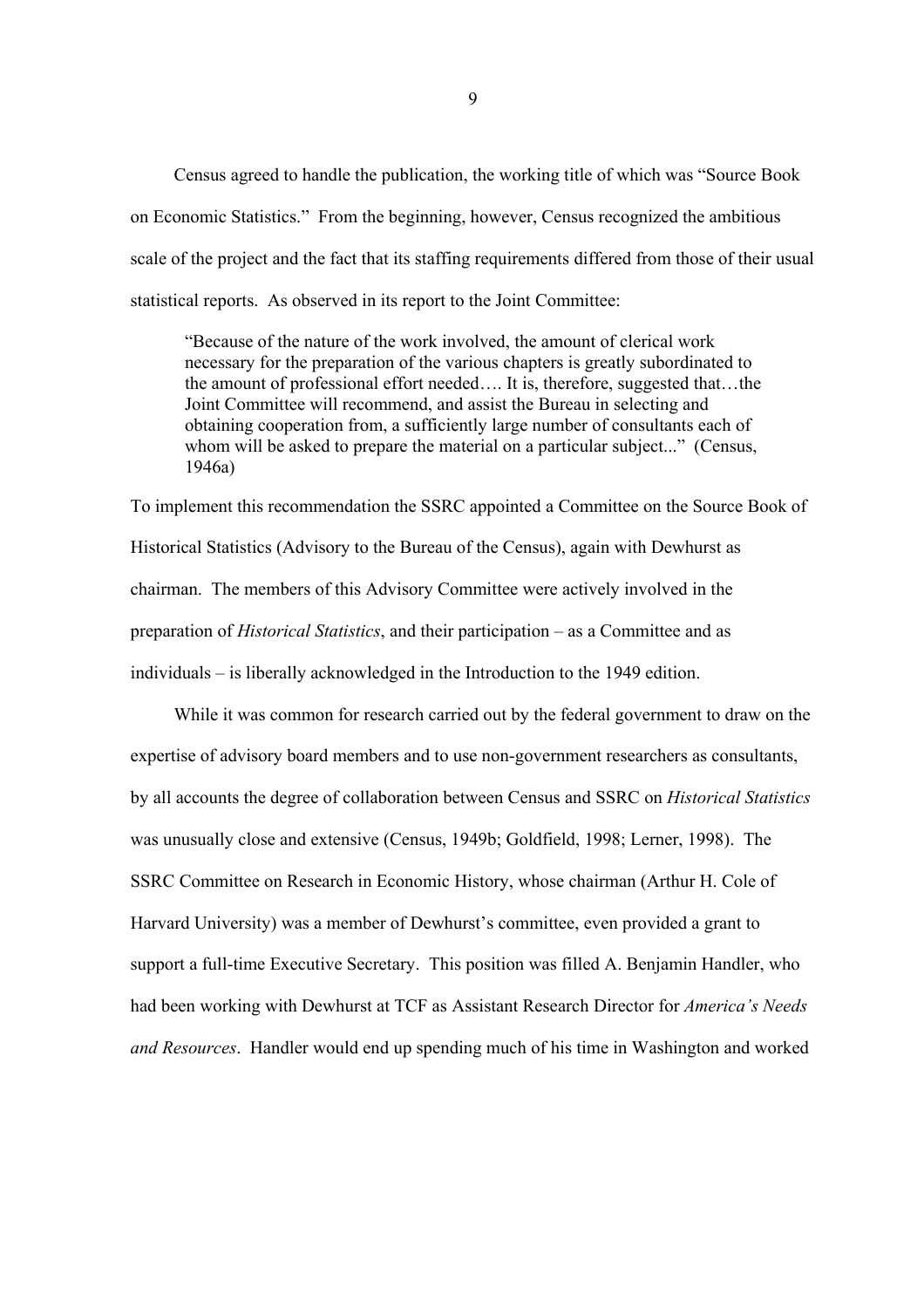Census agreed to handle the publication, the working title of which was "Source Book on Economic Statistics." From the beginning, however, Census recognized the ambitious scale of the project and the fact that its staffing requirements differed from those of their usual statistical reports. As observed in its report to the Joint Committee:

> "Because of the nature of the work involved, the amount of clerical work necessary for the preparation of the various chapters is greatly subordinated to the amount of professional effort needed…. It is, therefore, suggested that…the Joint Committee will recommend, and assist the Bureau in selecting and obtaining cooperation from, a sufficiently large number of consultants each of whom will be asked to prepare the material on a particular subject..." (Census, 1946a)

To implement this recommendation the SSRC appointed a Committee on the Source Book of Historical Statistics (Advisory to the Bureau of the Census), again with Dewhurst as chairman. The members of this Advisory Committee were actively involved in the preparation of *Historical Statistics*, and their participation – as a Committee and as individuals – is liberally acknowledged in the Introduction to the 1949 edition.

While it was common for research carried out by the federal government to draw on the expertise of advisory board members and to use non-government researchers as consultants, by all accounts the degree of collaboration between Census and SSRC on *Historical Statistics* was unusually close and extensive (Census, 1949b; Goldfield, 1998; Lerner, 1998). The SSRC Committee on Research in Economic History, whose chairman (Arthur H. Cole of Harvard University) was a member of Dewhurst's committee, even provided a grant to support a full-time Executive Secretary. This position was filled A. Benjamin Handler, who had been working with Dewhurst at TCF as Assistant Research Director for *America's Needs and Resources*. Handler would end up spending much of his time in Washington and worked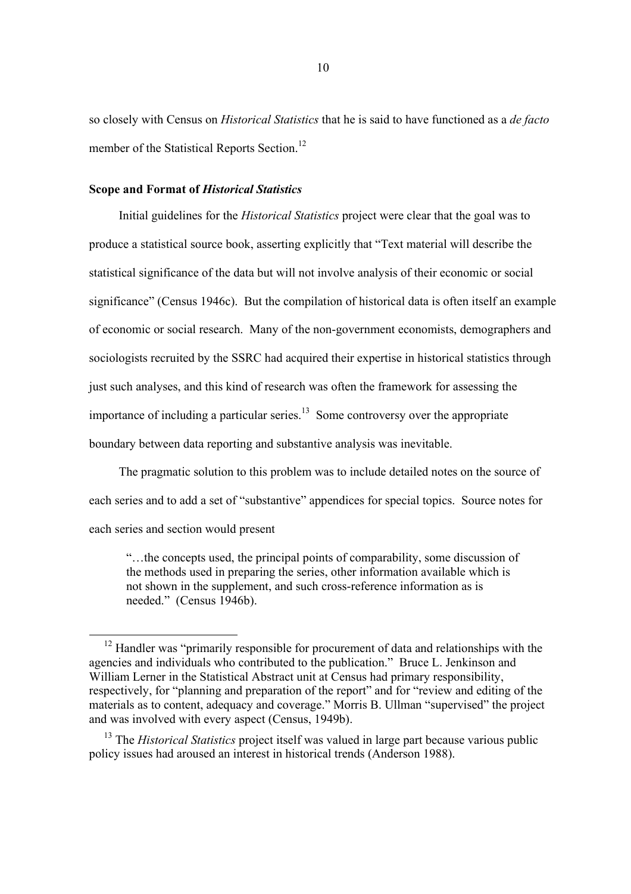so closely with Census on *Historical Statistics* that he is said to have functioned as a *de facto* member of the Statistical Reports Section.[12]

### Scope and Format of *Historical Statistics*

Initial guidelines for the *Historical Statistics* project were clear that the goal was to produce a statistical source book, asserting explicitly that "Text material will describe the statistical significance of the data but will not involve analysis of their economic or social significance" (Census 1946c). But the compilation of historical data is often itself an example of economic or social research. Many of the non-government economists, demographers and sociologists recruited by the SSRC had acquired their expertise in historical statistics through just such analyses, and this kind of research was often the framework for assessing the importance of including a particular series.[13] Some controversy over the appropriate boundary between data reporting and substantive analysis was inevitable.

The pragmatic solution to this problem was to include detailed notes on the source of each series and to add a set of "substantive" appendices for special topics. Source notes for each series and section would present

> "…the concepts used, the principal points of comparability, some discussion of the methods used in preparing the series, other information available which is not shown in the supplement, and such cross-reference information as is needed." (Census 1946b).

[12] Handler was "primarily responsible for procurement of data and relationships with the agencies and individuals who contributed to the publication." Bruce L. Jenkinson and William Lerner in the Statistical Abstract unit at Census had primary responsibility, respectively, for "planning and preparation of the report" and for "review and editing of the materials as to content, adequacy and coverage." Morris B. Ullman "supervised" the project and was involved with every aspect (Census, 1949b).

[13] The *Historical Statistics* project itself was valued in large part because various public policy issues had aroused an interest in historical trends (Anderson 1988).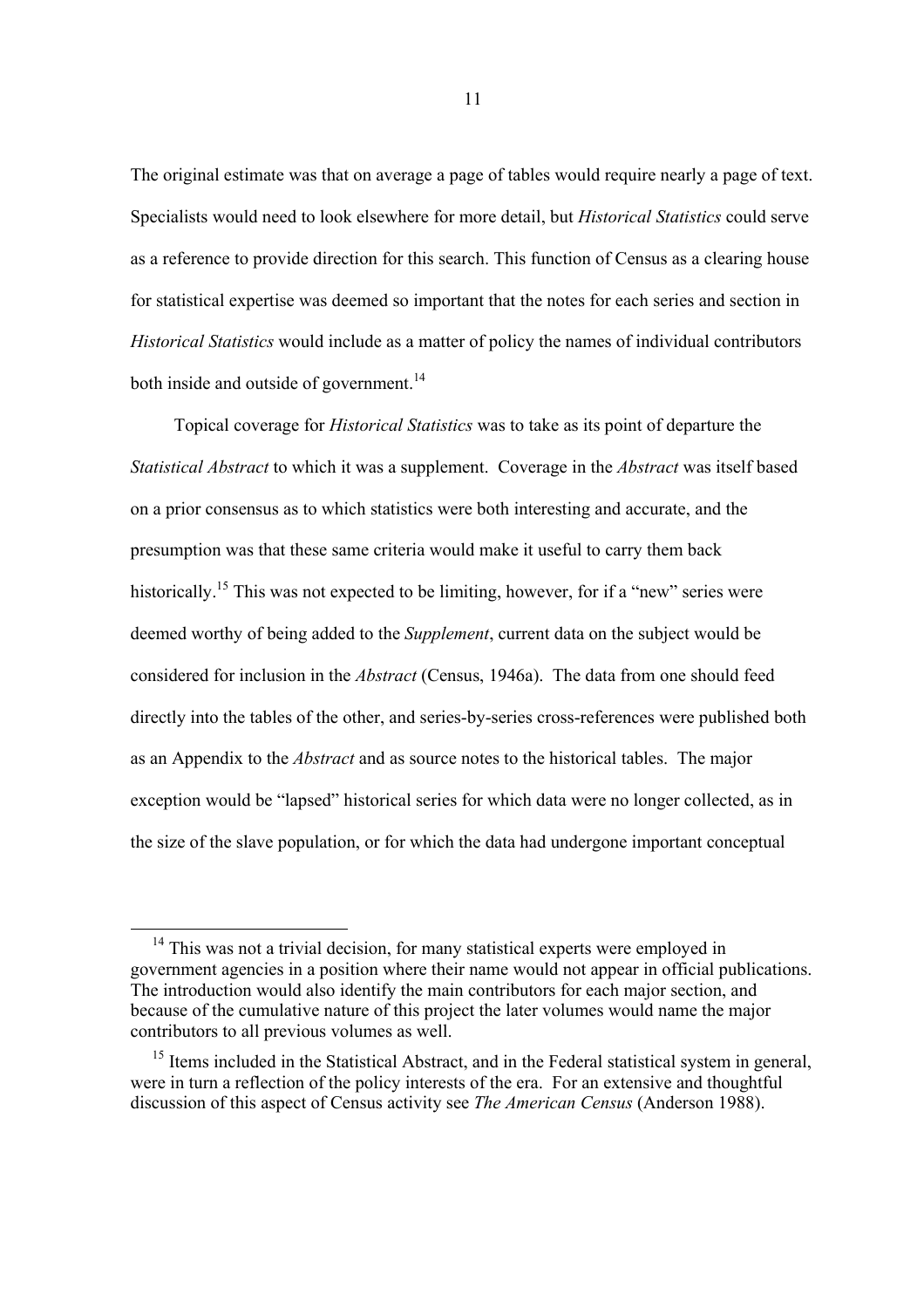The original estimate was that on average a page of tables would require nearly a page of text. Specialists would need to look elsewhere for more detail, but *Historical Statistics* could serve as a reference to provide direction for this search. This function of Census as a clearing house for statistical expertise was deemed so important that the notes for each series and section in *Historical Statistics* would include as a matter of policy the names of individual contributors both inside and outside of government.[14]

Topical coverage for *Historical Statistics* was to take as its point of departure the *Statistical Abstract* to which it was a supplement. Coverage in the *Abstract* was itself based on a prior consensus as to which statistics were both interesting and accurate, and the presumption was that these same criteria would make it useful to carry them back historically.[15] This was not expected to be limiting, however, for if a "new" series were deemed worthy of being added to the *Supplement*, current data on the subject would be considered for inclusion in the *Abstract* (Census, 1946a). The data from one should feed directly into the tables of the other, and series-by-series cross-references were published both as an Appendix to the *Abstract* and as source notes to the historical tables. The major exception would be "lapsed" historical series for which data were no longer collected, as in the size of the slave population, or for which the data had undergone important conceptual

[14] This was not a trivial decision, for many statistical experts were employed in government agencies in a position where their name would not appear in official publications. The introduction would also identify the main contributors for each major section, and because of the cumulative nature of this project the later volumes would name the major contributors to all previous volumes as well.

[15] Items included in the Statistical Abstract, and in the Federal statistical system in general, were in turn a reflection of the policy interests of the era. For an extensive and thoughtful discussion of this aspect of Census activity see *The American Census* (Anderson 1988).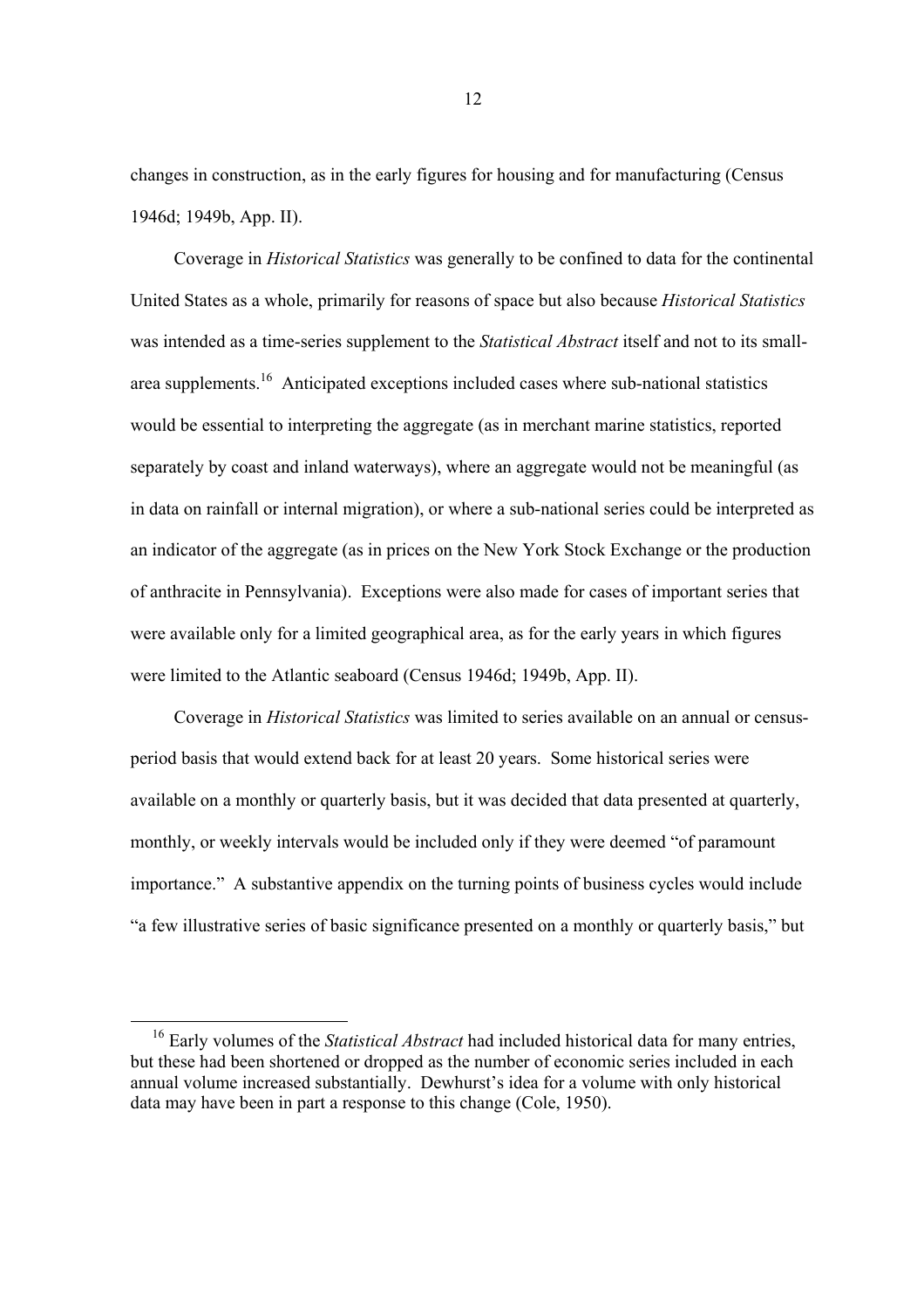changes in construction, as in the early figures for housing and for manufacturing (Census 1946d; 1949b, App. II).

Coverage in *Historical Statistics* was generally to be confined to data for the continental United States as a whole, primarily for reasons of space but also because *Historical Statistics* was intended as a time-series supplement to the *Statistical Abstract* itself and not to its small-area supplements.[16] Anticipated exceptions included cases where sub-national statistics would be essential to interpreting the aggregate (as in merchant marine statistics, reported separately by coast and inland waterways), where an aggregate would not be meaningful (as in data on rainfall or internal migration), or where a sub-national series could be interpreted as an indicator of the aggregate (as in prices on the New York Stock Exchange or the production of anthracite in Pennsylvania). Exceptions were also made for cases of important series that were available only for a limited geographical area, as for the early years in which figures were limited to the Atlantic seaboard (Census 1946d; 1949b, App. II).

Coverage in *Historical Statistics* was limited to series available on an annual or census-period basis that would extend back for at least 20 years. Some historical series were available on a monthly or quarterly basis, but it was decided that data presented at quarterly, monthly, or weekly intervals would be included only if they were deemed "of paramount importance." A substantive appendix on the turning points of business cycles would include "a few illustrative series of basic significance presented on a monthly or quarterly basis," but

[16] Early volumes of the *Statistical Abstract* had included historical data for many entries, but these had been shortened or dropped as the number of economic series included in each annual volume increased substantially. Dewhurst's idea for a volume with only historical data may have been in part a response to this change (Cole, 1950).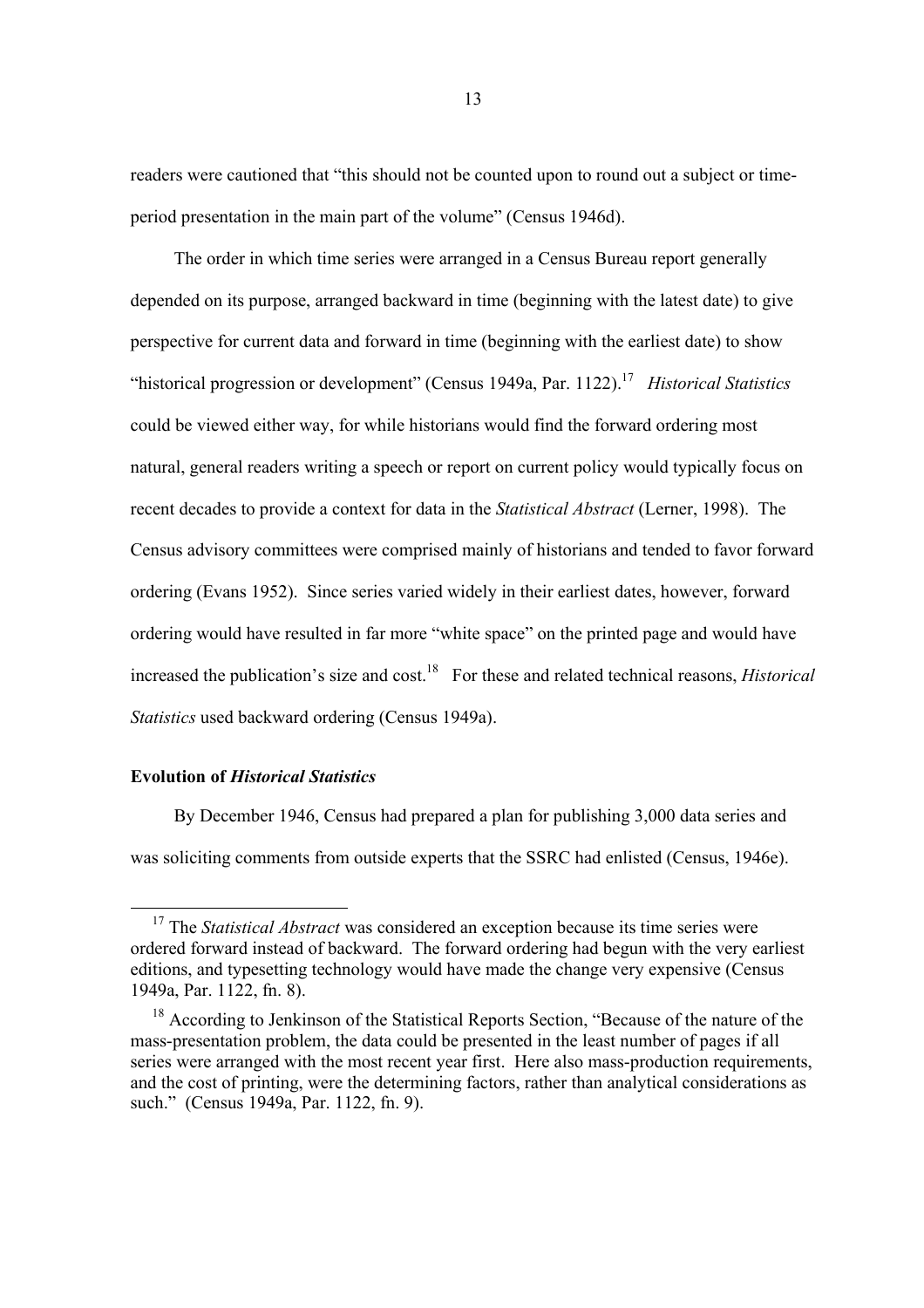readers were cautioned that "this should not be counted upon to round out a subject or time-period presentation in the main part of the volume" (Census 1946d).

The order in which time series were arranged in a Census Bureau report generally depended on its purpose, arranged backward in time (beginning with the latest date) to give perspective for current data and forward in time (beginning with the earliest date) to show "historical progression or development" (Census 1949a, Par. 1122).[17] *Historical Statistics* could be viewed either way, for while historians would find the forward ordering most natural, general readers writing a speech or report on current policy would typically focus on recent decades to provide a context for data in the *Statistical Abstract* (Lerner, 1998). The Census advisory committees were comprised mainly of historians and tended to favor forward ordering (Evans 1952). Since series varied widely in their earliest dates, however, forward ordering would have resulted in far more "white space" on the printed page and would have increased the publication's size and cost.[18] For these and related technical reasons, *Historical Statistics* used backward ordering (Census 1949a).

**Evolution of *Historical Statistics***

By December 1946, Census had prepared a plan for publishing 3,000 data series and was soliciting comments from outside experts that the SSRC had enlisted (Census, 1946e).

[17] The *Statistical Abstract* was considered an exception because its time series were ordered forward instead of backward. The forward ordering had begun with the very earliest editions, and typesetting technology would have made the change very expensive (Census 1949a, Par. 1122, fn. 8).

[18] According to Jenkinson of the Statistical Reports Section, "Because of the nature of the mass-presentation problem, the data could be presented in the least number of pages if all series were arranged with the most recent year first. Here also mass-production requirements, and the cost of printing, were the determining factors, rather than analytical considerations as such." (Census 1949a, Par. 1122, fn. 9).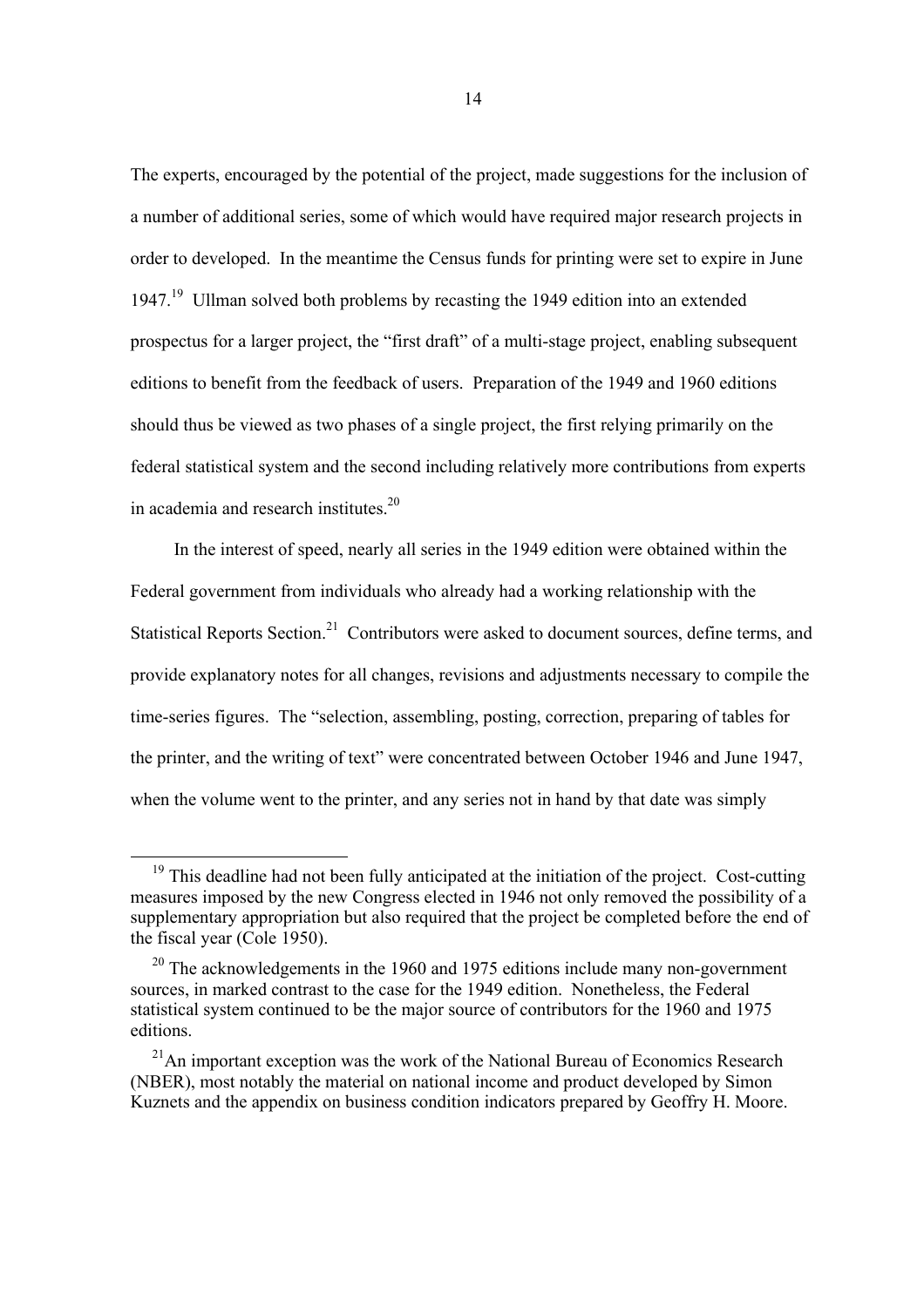The experts, encouraged by the potential of the project, made suggestions for the inclusion of a number of additional series, some of which would have required major research projects in order to developed. In the meantime the Census funds for printing were set to expire in June 1947.[19] Ullman solved both problems by recasting the 1949 edition into an extended prospectus for a larger project, the "first draft" of a multi-stage project, enabling subsequent editions to benefit from the feedback of users. Preparation of the 1949 and 1960 editions should thus be viewed as two phases of a single project, the first relying primarily on the federal statistical system and the second including relatively more contributions from experts in academia and research institutes.[20]

In the interest of speed, nearly all series in the 1949 edition were obtained within the Federal government from individuals who already had a working relationship with the Statistical Reports Section.[21] Contributors were asked to document sources, define terms, and provide explanatory notes for all changes, revisions and adjustments necessary to compile the time-series figures. The "selection, assembling, posting, correction, preparing of tables for the printer, and the writing of text" were concentrated between October 1946 and June 1947, when the volume went to the printer, and any series not in hand by that date was simply

---

[19] This deadline had not been fully anticipated at the initiation of the project. Cost-cutting measures imposed by the new Congress elected in 1946 not only removed the possibility of a supplementary appropriation but also required that the project be completed before the end of the fiscal year (Cole 1950).

[20] The acknowledgements in the 1960 and 1975 editions include many non-government sources, in marked contrast to the case for the 1949 edition. Nonetheless, the Federal statistical system continued to be the major source of contributors for the 1960 and 1975 editions.

[21] An important exception was the work of the National Bureau of Economics Research (NBER), most notably the material on national income and product developed by Simon Kuznets and the appendix on business condition indicators prepared by Geoffry H. Moore.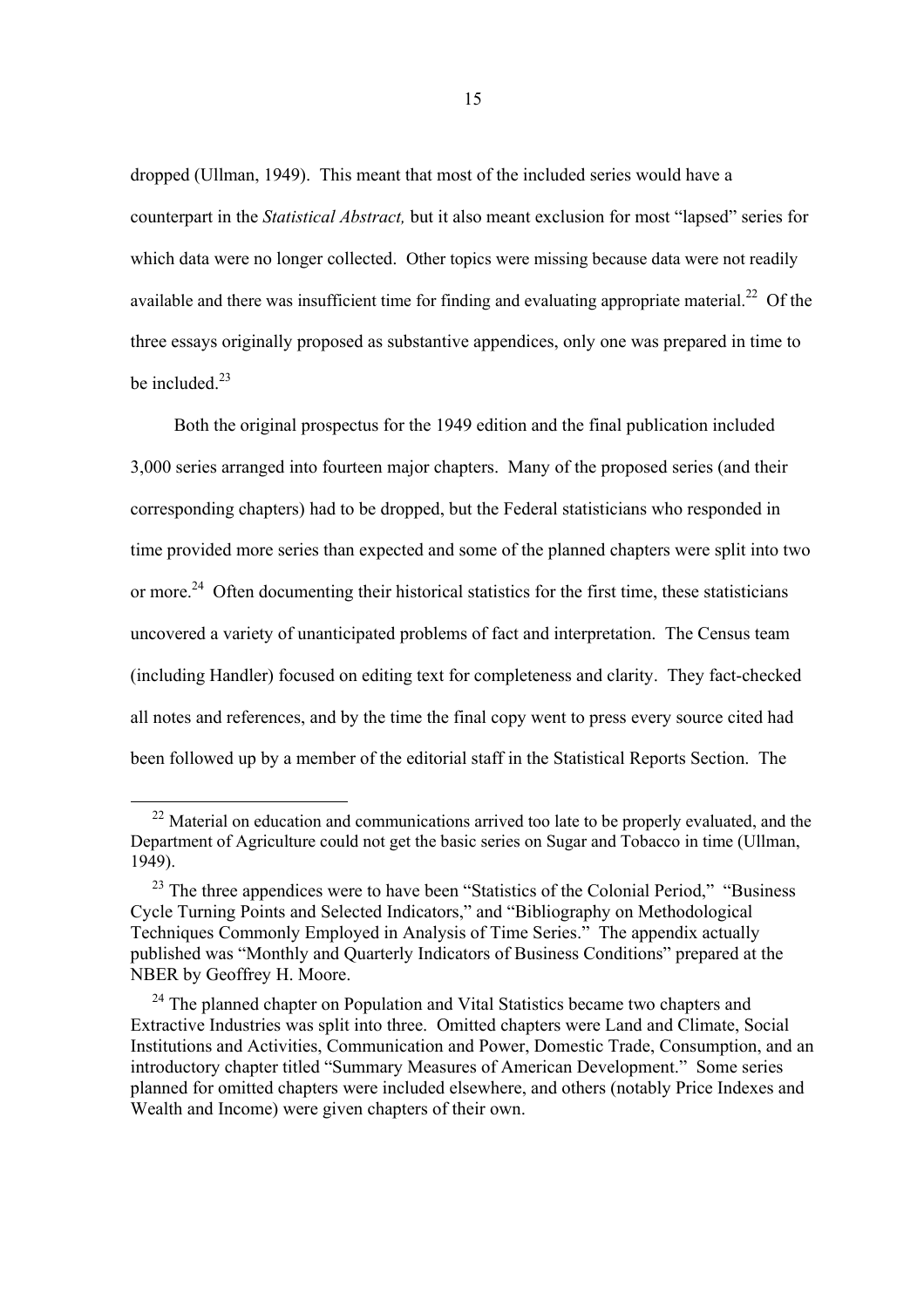dropped (Ullman, 1949). This meant that most of the included series would have a counterpart in the *Statistical Abstract,* but it also meant exclusion for most "lapsed" series for which data were no longer collected. Other topics were missing because data were not readily available and there was insufficient time for finding and evaluating appropriate material.[22] Of the three essays originally proposed as substantive appendices, only one was prepared in time to be included.[23]

Both the original prospectus for the 1949 edition and the final publication included 3,000 series arranged into fourteen major chapters. Many of the proposed series (and their corresponding chapters) had to be dropped, but the Federal statisticians who responded in time provided more series than expected and some of the planned chapters were split into two or more.[24] Often documenting their historical statistics for the first time, these statisticians uncovered a variety of unanticipated problems of fact and interpretation. The Census team (including Handler) focused on editing text for completeness and clarity. They fact-checked all notes and references, and by the time the final copy went to press every source cited had been followed up by a member of the editorial staff in the Statistical Reports Section. The

---

[22] Material on education and communications arrived too late to be properly evaluated, and the Department of Agriculture could not get the basic series on Sugar and Tobacco in time (Ullman, 1949).

[23] The three appendices were to have been "Statistics of the Colonial Period," "Business Cycle Turning Points and Selected Indicators," and "Bibliography on Methodological Techniques Commonly Employed in Analysis of Time Series." The appendix actually published was "Monthly and Quarterly Indicators of Business Conditions" prepared at the NBER by Geoffrey H. Moore.

[24] The planned chapter on Population and Vital Statistics became two chapters and Extractive Industries was split into three. Omitted chapters were Land and Climate, Social Institutions and Activities, Communication and Power, Domestic Trade, Consumption, and an introductory chapter titled "Summary Measures of American Development." Some series planned for omitted chapters were included elsewhere, and others (notably Price Indexes and Wealth and Income) were given chapters of their own.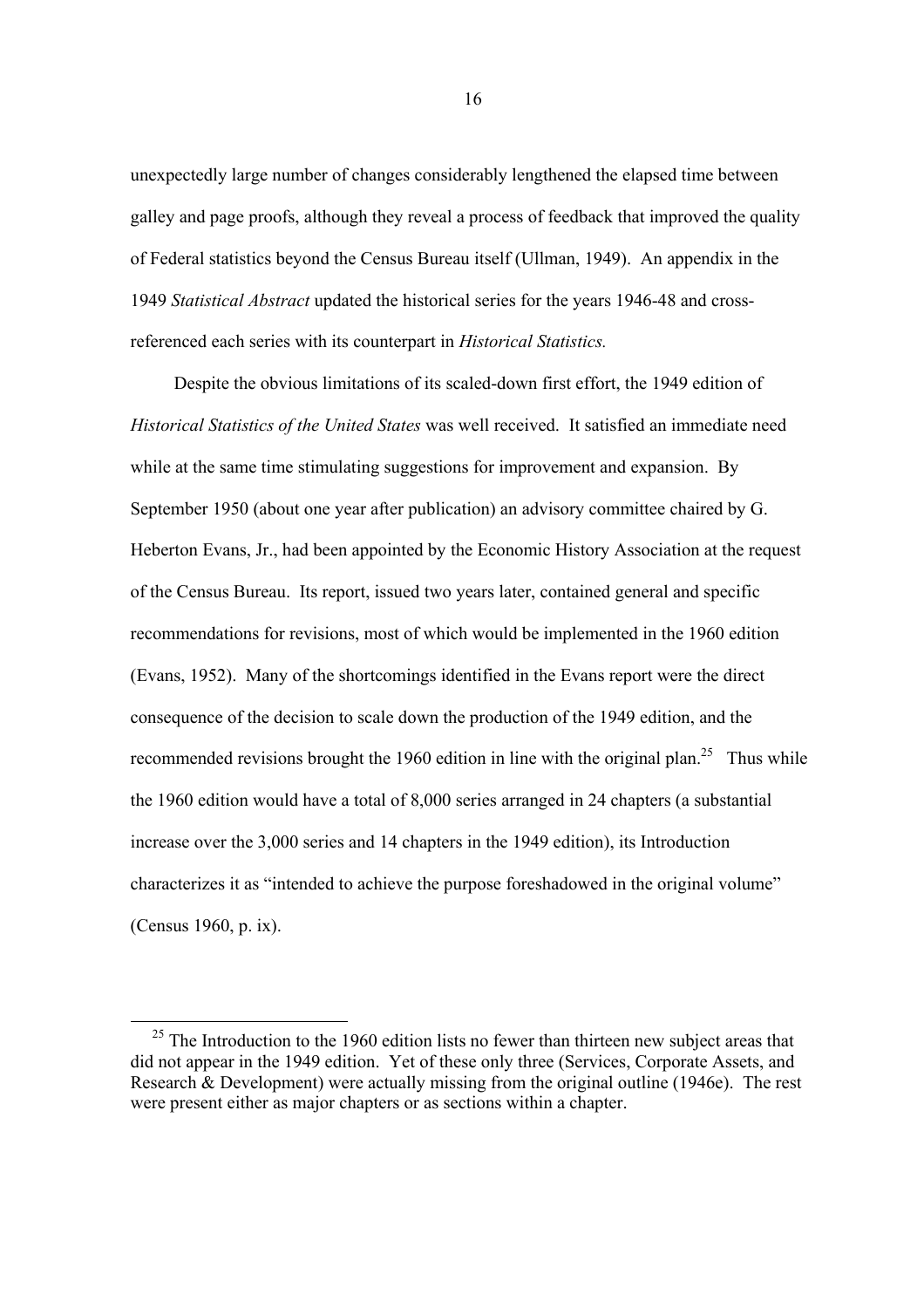unexpectedly large number of changes considerably lengthened the elapsed time between galley and page proofs, although they reveal a process of feedback that improved the quality of Federal statistics beyond the Census Bureau itself (Ullman, 1949). An appendix in the 1949 *Statistical Abstract* updated the historical series for the years 1946-48 and cross-referenced each series with its counterpart in *Historical Statistics.*

Despite the obvious limitations of its scaled-down first effort, the 1949 edition of *Historical Statistics of the United States* was well received. It satisfied an immediate need while at the same time stimulating suggestions for improvement and expansion. By September 1950 (about one year after publication) an advisory committee chaired by G. Heberton Evans, Jr., had been appointed by the Economic History Association at the request of the Census Bureau. Its report, issued two years later, contained general and specific recommendations for revisions, most of which would be implemented in the 1960 edition (Evans, 1952). Many of the shortcomings identified in the Evans report were the direct consequence of the decision to scale down the production of the 1949 edition, and the recommended revisions brought the 1960 edition in line with the original plan.[25] Thus while the 1960 edition would have a total of 8,000 series arranged in 24 chapters (a substantial increase over the 3,000 series and 14 chapters in the 1949 edition), its Introduction characterizes it as "intended to achieve the purpose foreshadowed in the original volume" (Census 1960, p. ix).

---

[25] The Introduction to the 1960 edition lists no fewer than thirteen new subject areas that did not appear in the 1949 edition. Yet of these only three (Services, Corporate Assets, and Research & Development) were actually missing from the original outline (1946e). The rest were present either as major chapters or as sections within a chapter.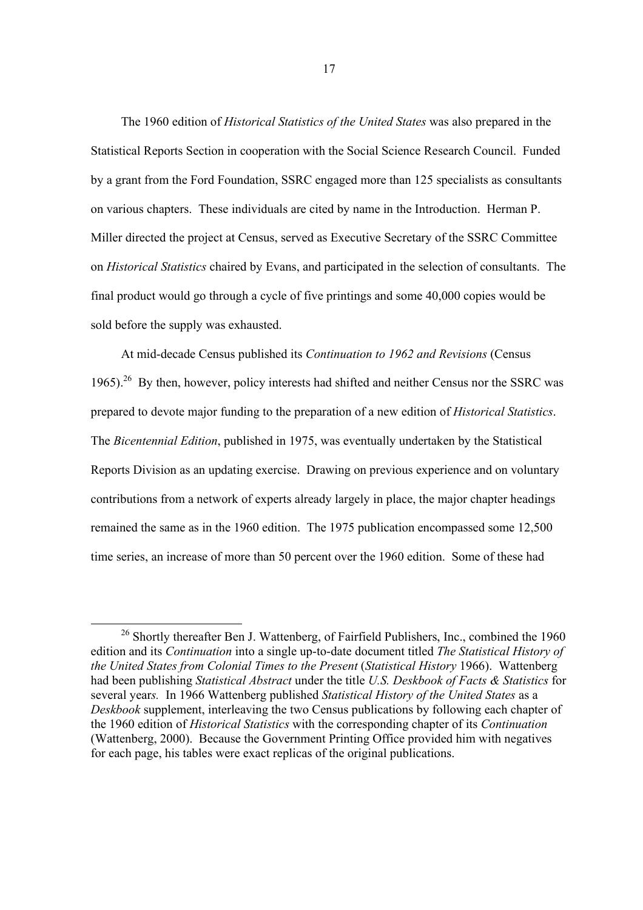The 1960 edition of *Historical Statistics of the United States* was also prepared in the Statistical Reports Section in cooperation with the Social Science Research Council. Funded by a grant from the Ford Foundation, SSRC engaged more than 125 specialists as consultants on various chapters. These individuals are cited by name in the Introduction. Herman P. Miller directed the project at Census, served as Executive Secretary of the SSRC Committee on *Historical Statistics* chaired by Evans, and participated in the selection of consultants. The final product would go through a cycle of five printings and some 40,000 copies would be sold before the supply was exhausted.

At mid-decade Census published its *Continuation to 1962 and Revisions* (Census 1965).[26] By then, however, policy interests had shifted and neither Census nor the SSRC was prepared to devote major funding to the preparation of a new edition of *Historical Statistics*. The *Bicentennial Edition*, published in 1975, was eventually undertaken by the Statistical Reports Division as an updating exercise. Drawing on previous experience and on voluntary contributions from a network of experts already largely in place, the major chapter headings remained the same as in the 1960 edition. The 1975 publication encompassed some 12,500 time series, an increase of more than 50 percent over the 1960 edition. Some of these had

---

[26] Shortly thereafter Ben J. Wattenberg, of Fairfield Publishers, Inc., combined the 1960 edition and its *Continuation* into a single up-to-date document titled *The Statistical History of the United States from Colonial Times to the Present* (*Statistical History* 1966). Wattenberg had been publishing *Statistical Abstract* under the title *U.S. Deskbook of Facts & Statistics* for several years. In 1966 Wattenberg published *Statistical History of the United States* as a *Deskbook* supplement, interleaving the two Census publications by following each chapter of the 1960 edition of *Historical Statistics* with the corresponding chapter of its *Continuation* (Wattenberg, 2000). Because the Government Printing Office provided him with negatives for each page, his tables were exact replicas of the original publications.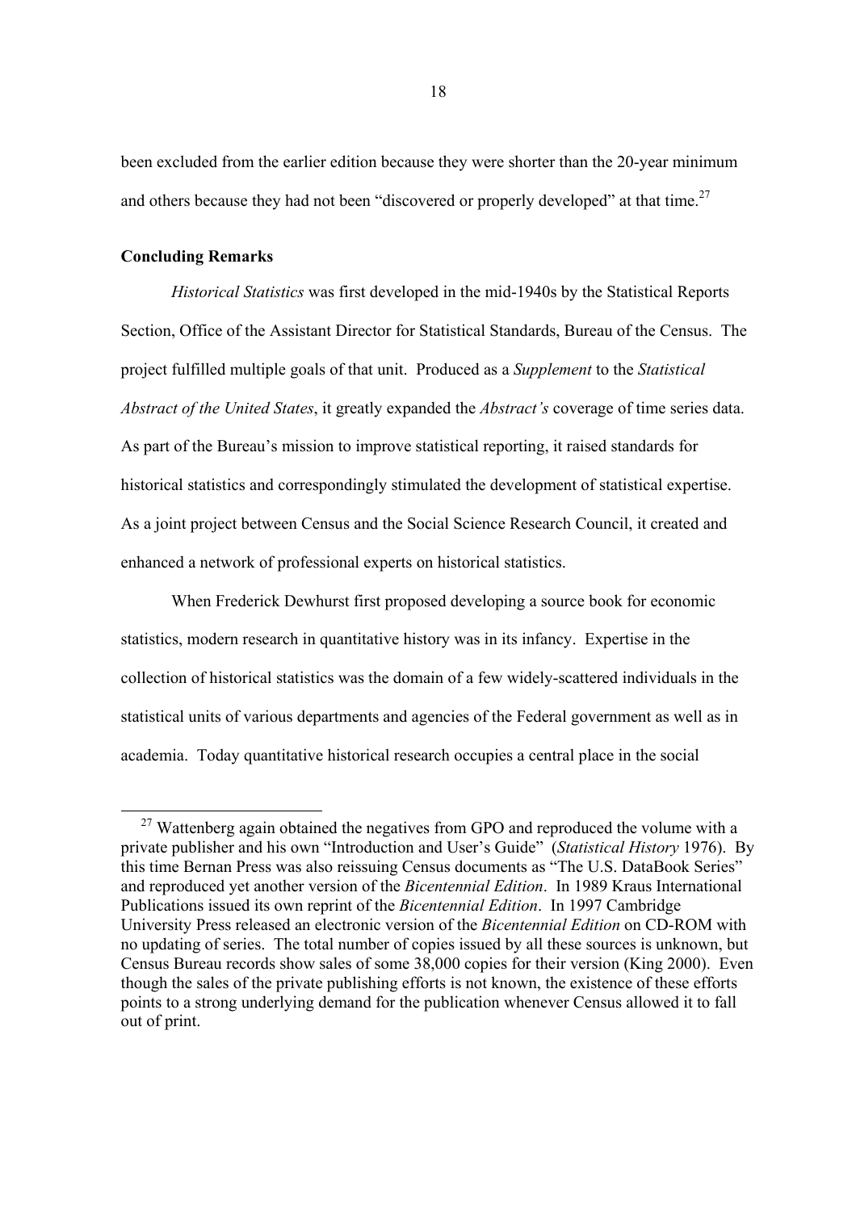been excluded from the earlier edition because they were shorter than the 20-year minimum and others because they had not been "discovered or properly developed" at that time.[27]

**Concluding Remarks**

*Historical Statistics* was first developed in the mid-1940s by the Statistical Reports Section, Office of the Assistant Director for Statistical Standards, Bureau of the Census. The project fulfilled multiple goals of that unit. Produced as a *Supplement* to the *Statistical Abstract of the United States*, it greatly expanded the *Abstract's* coverage of time series data. As part of the Bureau's mission to improve statistical reporting, it raised standards for historical statistics and correspondingly stimulated the development of statistical expertise. As a joint project between Census and the Social Science Research Council, it created and enhanced a network of professional experts on historical statistics.

When Frederick Dewhurst first proposed developing a source book for economic statistics, modern research in quantitative history was in its infancy. Expertise in the collection of historical statistics was the domain of a few widely-scattered individuals in the statistical units of various departments and agencies of the Federal government as well as in academia. Today quantitative historical research occupies a central place in the social

---

[27] Wattenberg again obtained the negatives from GPO and reproduced the volume with a private publisher and his own "Introduction and User's Guide" (*Statistical History* 1976). By this time Bernan Press was also reissuing Census documents as "The U.S. DataBook Series" and reproduced yet another version of the *Bicentennial Edition*. In 1989 Kraus International Publications issued its own reprint of the *Bicentennial Edition*. In 1997 Cambridge University Press released an electronic version of the *Bicentennial Edition* on CD-ROM with no updating of series. The total number of copies issued by all these sources is unknown, but Census Bureau records show sales of some 38,000 copies for their version (King 2000). Even though the sales of the private publishing efforts is not known, the existence of these efforts points to a strong underlying demand for the publication whenever Census allowed it to fall out of print.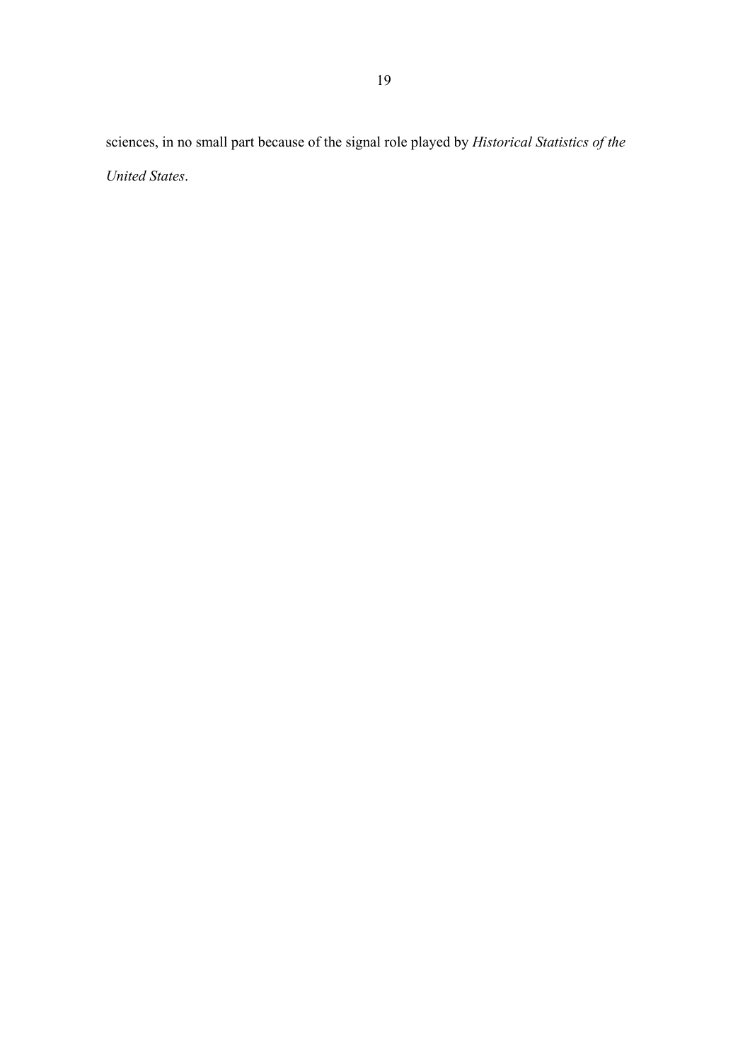sciences, in no small part because of the signal role played by *Historical Statistics of the United States*.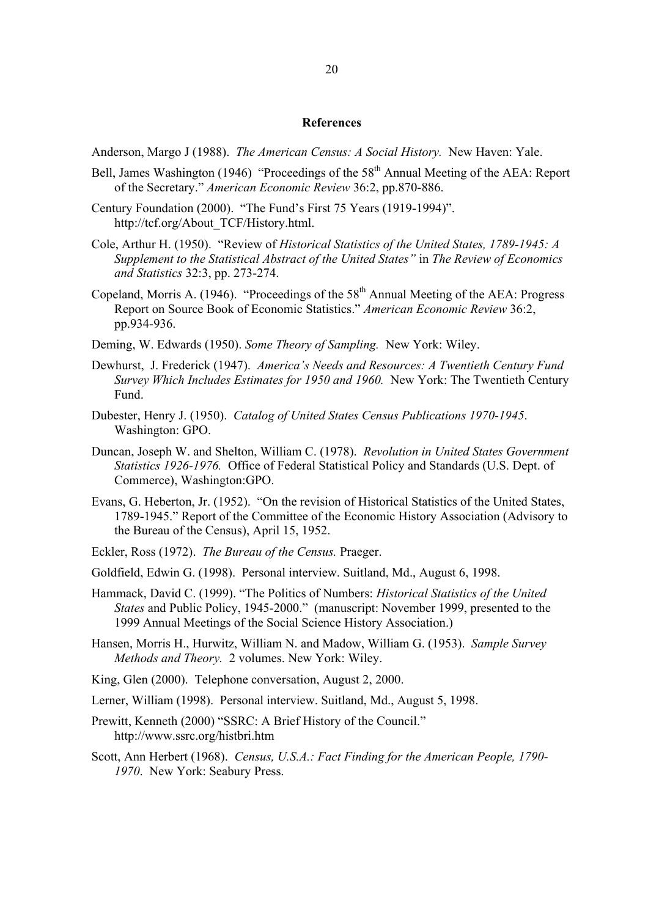## References

Anderson, Margo J (1988). *The American Census: A Social History.* New Haven: Yale.

Bell, James Washington (1946) "Proceedings of the 58th Annual Meeting of the AEA: Report of the Secretary." *American Economic Review* 36:2, pp.870-886.

Century Foundation (2000). "The Fund's First 75 Years (1919-1994)". http://tcf.org/About_TCF/History.html.

Cole, Arthur H. (1950). "Review of *Historical Statistics of the United States, 1789-1945: A Supplement to the Statistical Abstract of the United States"* in *The Review of Economics and Statistics* 32:3, pp. 273-274.

Copeland, Morris A. (1946). "Proceedings of the 58th Annual Meeting of the AEA: Progress Report on Source Book of Economic Statistics." *American Economic Review* 36:2, pp.934-936.

Deming, W. Edwards (1950). *Some Theory of Sampling.* New York: Wiley.

Dewhurst, J. Frederick (1947). *America's Needs and Resources: A Twentieth Century Fund Survey Which Includes Estimates for 1950 and 1960.* New York: The Twentieth Century Fund.

Dubester, Henry J. (1950). *Catalog of United States Census Publications 1970-1945*. Washington: GPO.

Duncan, Joseph W. and Shelton, William C. (1978). *Revolution in United States Government Statistics 1926-1976.* Office of Federal Statistical Policy and Standards (U.S. Dept. of Commerce), Washington:GPO.

Evans, G. Heberton, Jr. (1952). "On the revision of Historical Statistics of the United States, 1789-1945." Report of the Committee of the Economic History Association (Advisory to the Bureau of the Census), April 15, 1952.

Eckler, Ross (1972). *The Bureau of the Census.* Praeger.

Goldfield, Edwin G. (1998). Personal interview. Suitland, Md., August 6, 1998.

Hammack, David C. (1999). "The Politics of Numbers: *Historical Statistics of the United States* and Public Policy, 1945-2000." (manuscript: November 1999, presented to the 1999 Annual Meetings of the Social Science History Association.)

Hansen, Morris H., Hurwitz, William N. and Madow, William G. (1953). *Sample Survey Methods and Theory.* 2 volumes. New York: Wiley.

King, Glen (2000). Telephone conversation, August 2, 2000.

Lerner, William (1998). Personal interview. Suitland, Md., August 5, 1998.

Prewitt, Kenneth (2000) "SSRC: A Brief History of the Council." http://www.ssrc.org/histbri.htm

Scott, Ann Herbert (1968). *Census, U.S.A.: Fact Finding for the American People, 1790-1970*. New York: Seabury Press.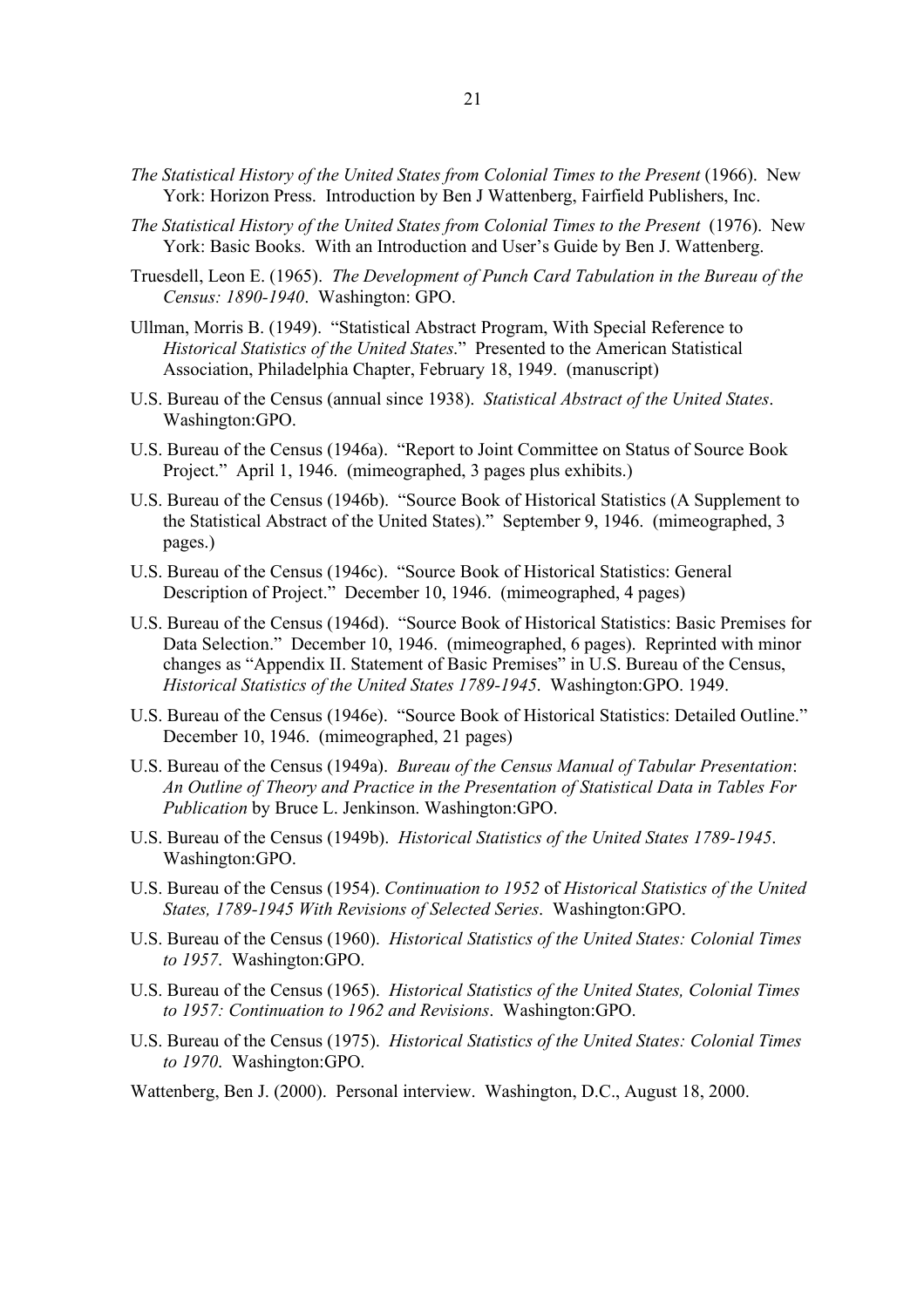*The Statistical History of the United States from Colonial Times to the Present* (1966). New York: Horizon Press. Introduction by Ben J Wattenberg, Fairfield Publishers, Inc.

*The Statistical History of the United States from Colonial Times to the Present* (1976). New York: Basic Books. With an Introduction and User's Guide by Ben J. Wattenberg.

Truesdell, Leon E. (1965). *The Development of Punch Card Tabulation in the Bureau of the Census: 1890-1940*. Washington: GPO.

Ullman, Morris B. (1949). "Statistical Abstract Program, With Special Reference to *Historical Statistics of the United States*." Presented to the American Statistical Association, Philadelphia Chapter, February 18, 1949. (manuscript)

U.S. Bureau of the Census (annual since 1938). *Statistical Abstract of the United States*. Washington:GPO.

U.S. Bureau of the Census (1946a). "Report to Joint Committee on Status of Source Book Project." April 1, 1946. (mimeographed, 3 pages plus exhibits.)

U.S. Bureau of the Census (1946b). "Source Book of Historical Statistics (A Supplement to the Statistical Abstract of the United States)." September 9, 1946. (mimeographed, 3 pages.)

U.S. Bureau of the Census (1946c). "Source Book of Historical Statistics: General Description of Project." December 10, 1946. (mimeographed, 4 pages)

U.S. Bureau of the Census (1946d). "Source Book of Historical Statistics: Basic Premises for Data Selection." December 10, 1946. (mimeographed, 6 pages). Reprinted with minor changes as "Appendix II. Statement of Basic Premises" in U.S. Bureau of the Census, *Historical Statistics of the United States 1789-1945*. Washington:GPO. 1949.

U.S. Bureau of the Census (1946e). "Source Book of Historical Statistics: Detailed Outline." December 10, 1946. (mimeographed, 21 pages)

U.S. Bureau of the Census (1949a). *Bureau of the Census Manual of Tabular Presentation*: *An Outline of Theory and Practice in the Presentation of Statistical Data in Tables For Publication* by Bruce L. Jenkinson. Washington:GPO.

U.S. Bureau of the Census (1949b). *Historical Statistics of the United States 1789-1945*. Washington:GPO.

U.S. Bureau of the Census (1954). *Continuation to 1952* of *Historical Statistics of the United States, 1789-1945 With Revisions of Selected Series*. Washington:GPO.

U.S. Bureau of the Census (1960). *Historical Statistics of the United States: Colonial Times to 1957*. Washington:GPO.

U.S. Bureau of the Census (1965). *Historical Statistics of the United States, Colonial Times to 1957: Continuation to 1962 and Revisions*. Washington:GPO.

U.S. Bureau of the Census (1975). *Historical Statistics of the United States: Colonial Times to 1970*. Washington:GPO.

Wattenberg, Ben J. (2000). Personal interview. Washington, D.C., August 18, 2000.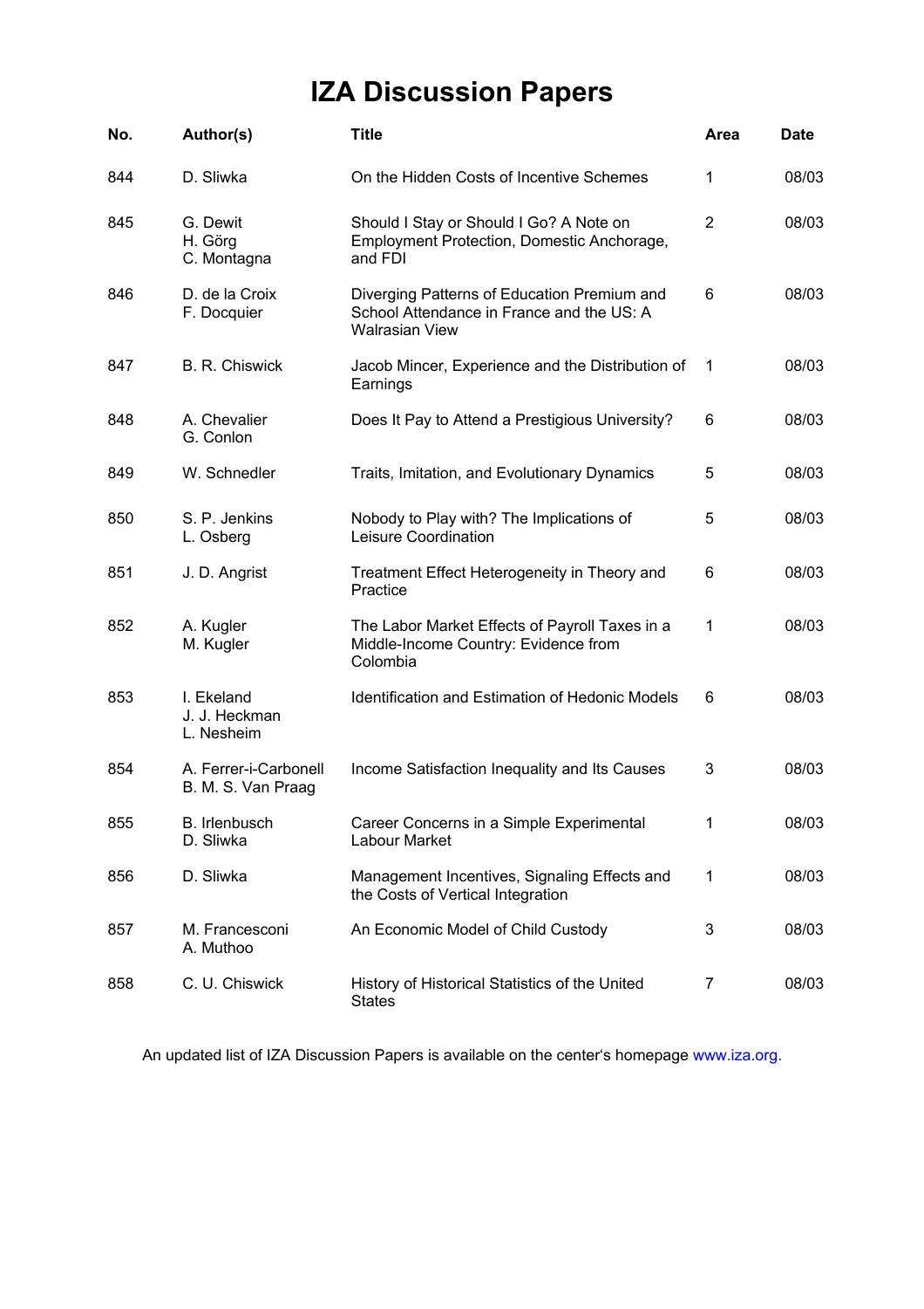# IZA Discussion Papers

| No. | Author(s) | Title | Area | Date |
|---|---|---|---|---|
| 844 | D. Sliwka | On the Hidden Costs of Incentive Schemes | 1 | 08/03 |
| 845 | G. Dewit<br>H. Görg<br>C. Montagna | Should I Stay or Should I Go? A Note on Employment Protection, Domestic Anchorage, and FDI | 2 | 08/03 |
| 846 | D. de la Croix<br>F. Docquier | Diverging Patterns of Education Premium and School Attendance in France and the US: A Walrasian View | 6 | 08/03 |
| 847 | B. R. Chiswick | Jacob Mincer, Experience and the Distribution of Earnings | 1 | 08/03 |
| 848 | A. Chevalier<br>G. Conlon | Does It Pay to Attend a Prestigious University? | 6 | 08/03 |
| 849 | W. Schnedler | Traits, Imitation, and Evolutionary Dynamics | 5 | 08/03 |
| 850 | S. P. Jenkins<br>L. Osberg | Nobody to Play with? The Implications of Leisure Coordination | 5 | 08/03 |
| 851 | J. D. Angrist | Treatment Effect Heterogeneity in Theory and Practice | 6 | 08/03 |
| 852 | A. Kugler<br>M. Kugler | The Labor Market Effects of Payroll Taxes in a Middle-Income Country: Evidence from Colombia | 1 | 08/03 |
| 853 | I. Ekeland<br>J. J. Heckman<br>L. Nesheim | Identification and Estimation of Hedonic Models | 6 | 08/03 |
| 854 | A. Ferrer-i-Carbonell<br>B. M. S. Van Praag | Income Satisfaction Inequality and Its Causes | 3 | 08/03 |
| 855 | B. Irlenbusch<br>D. Sliwka | Career Concerns in a Simple Experimental Labour Market | 1 | 08/03 |
| 856 | D. Sliwka | Management Incentives, Signaling Effects and the Costs of Vertical Integration | 1 | 08/03 |
| 857 | M. Francesconi<br>A. Muthoo | An Economic Model of Child Custody | 3 | 08/03 |
| 858 | C. U. Chiswick | History of Historical Statistics of the United States | 7 | 08/03 |

An updated list of IZA Discussion Papers is available on the center's homepage www.iza.org.